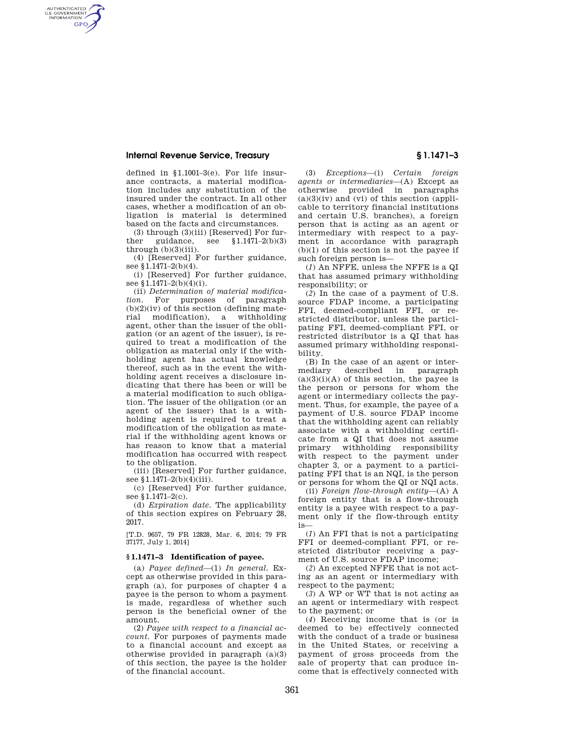defined in §1.1001–3(e). For life insurance contracts, a material modification includes any substitution of the insured under the contract. In all other cases, whether a modification of an obligation is material is determined based on the facts and circumstances.

(3) through (3)(iii) [Reserved] For further guidance, see §1.1471–2(b)(3) through (b)(3)(iii).

(4) [Reserved] For further guidance, see §1.1471–2(b)(4).

(i) [Reserved] For further guidance, see §1.1471–2(b)(4)(i).

(ii) *Determination of material modification.* For purposes of paragraph (b)(2)(iv) of this section (defining material modification), a withholding agent, other than the issuer of the obligation (or an agent of the issuer), is required to treat a modification of the obligation as material only if the withholding agent has actual knowledge thereof, such as in the event the withholding agent receives a disclosure indicating that there has been or will be a material modification to such obligation. The issuer of the obligation (or an agent of the issuer) that is a withholding agent is required to treat a modification of the obligation as material if the withholding agent knows or has reason to know that a material modification has occurred with respect to the obligation.

(iii) [Reserved] For further guidance, see §1.1471–2(b)(4)(iii).

(c) [Reserved] For further guidance, see §1.1471–2(c).

(d) *Expiration date.* The applicability of this section expires on February 28, 2017.

[T.D. 9657, 79 FR 12828, Mar. 6, 2014; 79 FR 37177, July 1, 2014]

## §1.1471–3 Identification of payee.

(a) *Payee defined*—(1) *In general.* Except as otherwise provided in this paragraph (a), for purposes of chapter 4 a payee is the person to whom a payment is made, regardless of whether such person is the beneficial owner of the amount.

(2) *Payee with respect to a financial account.* For purposes of payments made to a financial account and except as otherwise provided in paragraph (a)(3) of this section, the payee is the holder of the financial account.

(3) *Exceptions*—(i) *Certain foreign agents or intermediaries*—(A) Except as otherwise provided in paragraphs (a)(3)(iv) and (vi) of this section (applicable to territory financial institutions and certain U.S. branches), a foreign person that is acting as an agent or intermediary with respect to a payment in accordance with paragraph (b)(1) of this section is not the payee if such foreign person is—

(*1*) An NFFE, unless the NFFE is a QI that has assumed primary withholding responsibility; or

(*2*) In the case of a payment of U.S. source FDAP income, a participating FFI, deemed-compliant FFI, or restricted distributor, unless the participating FFI, deemed-compliant FFI, or restricted distributor is a QI that has assumed primary withholding responsibility.

(B) In the case of an agent or intermediary described in paragraph (a)(3)(i)(A) of this section, the payee is the person or persons for whom the agent or intermediary collects the payment. Thus, for example, the payee of a payment of U.S. source FDAP income that the withholding agent can reliably associate with a withholding certificate from a QI that does not assume primary withholding responsibility with respect to the payment under chapter 3, or a payment to a participating FFI that is an NQI, is the person or persons for whom the QI or NQI acts.

(ii) *Foreign flow-through entity*—(A) A foreign entity that is a flow-through entity is a payee with respect to a payment only if the flow-through entity is—

(*1*) An FFI that is not a participating FFI or deemed-compliant FFI, or restricted distributor receiving a payment of U.S. source FDAP income;

(*2*) An excepted NFFE that is not acting as an agent or intermediary with respect to the payment;

(*3*) A WP or WT that is not acting as an agent or intermediary with respect to the payment; or

(*4*) Receiving income that is (or is deemed to be) effectively connected with the conduct of a trade or business in the United States, or receiving a payment of gross proceeds from the sale of property that can produce income that is effectively connected with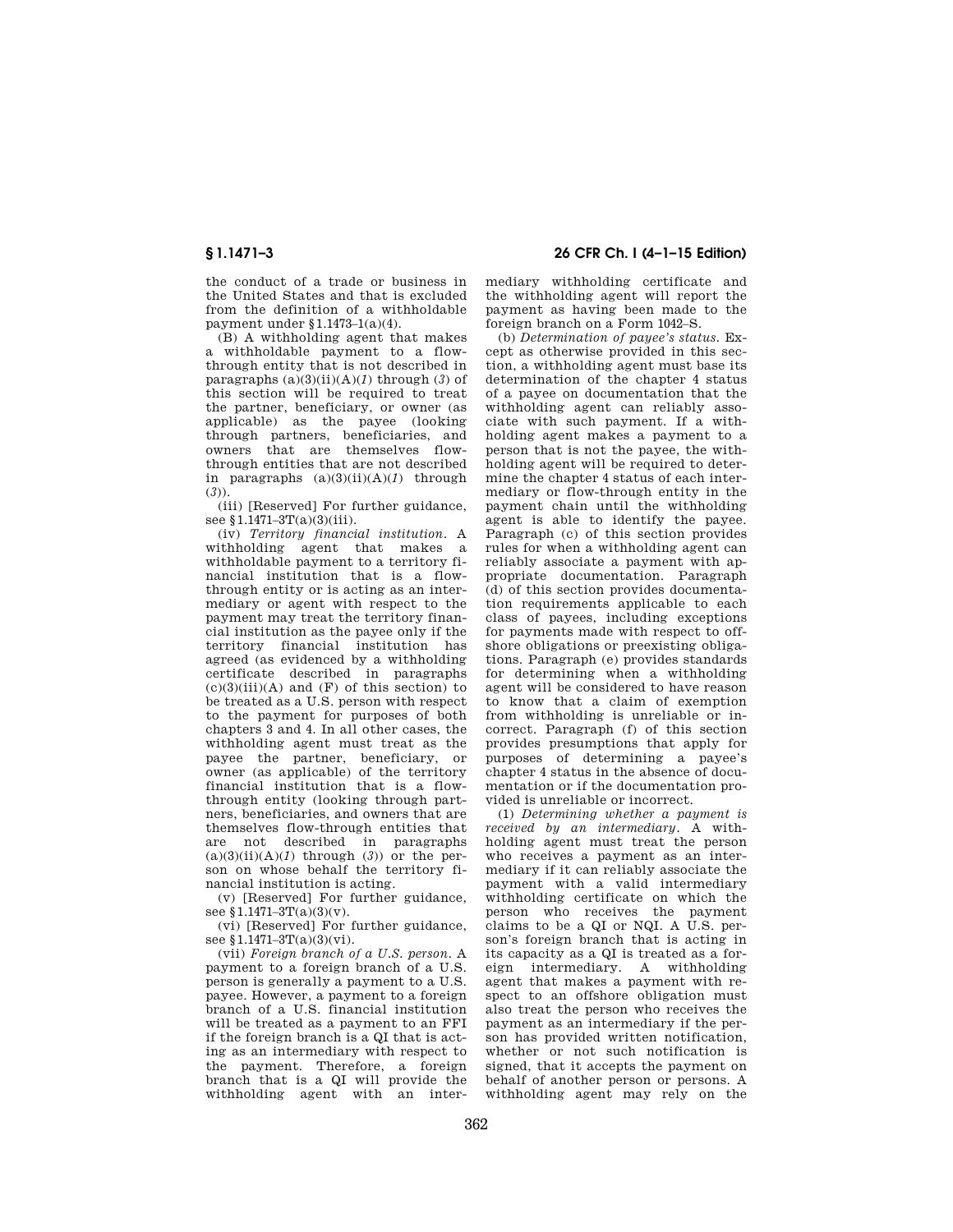the conduct of a trade or business in the United States and that is excluded from the definition of a withholdable payment under §1.1473–1(a)(4).

(B) A withholding agent that makes a withholdable payment to a flow-through entity that is not described in paragraphs (a)(3)(ii)(A)(*1*) through (*3*) of this section will be required to treat the partner, beneficiary, or owner (as applicable) as the payee (looking through partners, beneficiaries, and owners that are themselves flow-through entities that are not described in paragraphs (a)(3)(ii)(A)(*1*) through (*3*)).

(iii) [Reserved] For further guidance, see §1.1471–3T(a)(3)(iii).

(iv) *Territory financial institution.* A withholding agent that makes a withholdable payment to a territory financial institution that is a flow-through entity or is acting as an intermediary or agent with respect to the payment may treat the territory financial institution as the payee only if the territory financial institution has agreed (as evidenced by a withholding certificate described in paragraphs (c)(3)(iii)(A) and (F) of this section) to be treated as a U.S. person with respect to the payment for purposes of both chapters 3 and 4. In all other cases, the withholding agent must treat as the payee the partner, beneficiary, or owner (as applicable) of the territory financial institution that is a flow-through entity (looking through partners, beneficiaries, and owners that are themselves flow-through entities that are not described in paragraphs (a)(3)(ii)(A)(*1*) through (*3*)) or the person on whose behalf the territory financial institution is acting.

(v) [Reserved] For further guidance, see §1.1471–3T(a)(3)(v).

(vi) [Reserved] For further guidance, see §1.1471–3T(a)(3)(vi).

(vii) *Foreign branch of a U.S. person.* A payment to a foreign branch of a U.S. person is generally a payment to a U.S. payee. However, a payment to a foreign branch of a U.S. financial institution will be treated as a payment to an FFI if the foreign branch is a QI that is acting as an intermediary with respect to the payment. Therefore, a foreign branch that is a QI will provide the withholding agent with an intermediary withholding certificate and the withholding agent will report the payment as having been made to the foreign branch on a Form 1042–S.

(b) *Determination of payee's status.* Except as otherwise provided in this section, a withholding agent must base its determination of the chapter 4 status of a payee on documentation that the withholding agent can reliably associate with such payment. If a withholding agent makes a payment to a person that is not the payee, the withholding agent will be required to determine the chapter 4 status of each intermediary or flow-through entity in the payment chain until the withholding agent is able to identify the payee. Paragraph (c) of this section provides rules for when a withholding agent can reliably associate a payment with appropriate documentation. Paragraph (d) of this section provides documentation requirements applicable to each class of payees, including exceptions for payments made with respect to offshore obligations or preexisting obligations. Paragraph (e) provides standards for determining when a withholding agent will be considered to have reason to know that a claim of exemption from withholding is unreliable or incorrect. Paragraph (f) of this section provides presumptions that apply for purposes of determining a payee's chapter 4 status in the absence of documentation or if the documentation provided is unreliable or incorrect.

(1) *Determining whether a payment is received by an intermediary.* A withholding agent must treat the person who receives a payment as an intermediary if it can reliably associate the payment with a valid intermediary withholding certificate on which the person who receives the payment claims to be a QI or NQI. A U.S. person's foreign branch that is acting in its capacity as a QI is treated as a foreign intermediary. A withholding agent that makes a payment with respect to an offshore obligation must also treat the person who receives the payment as an intermediary if the person has provided written notification, whether or not such notification is signed, that it accepts the payment on behalf of another person or persons. A withholding agent may rely on the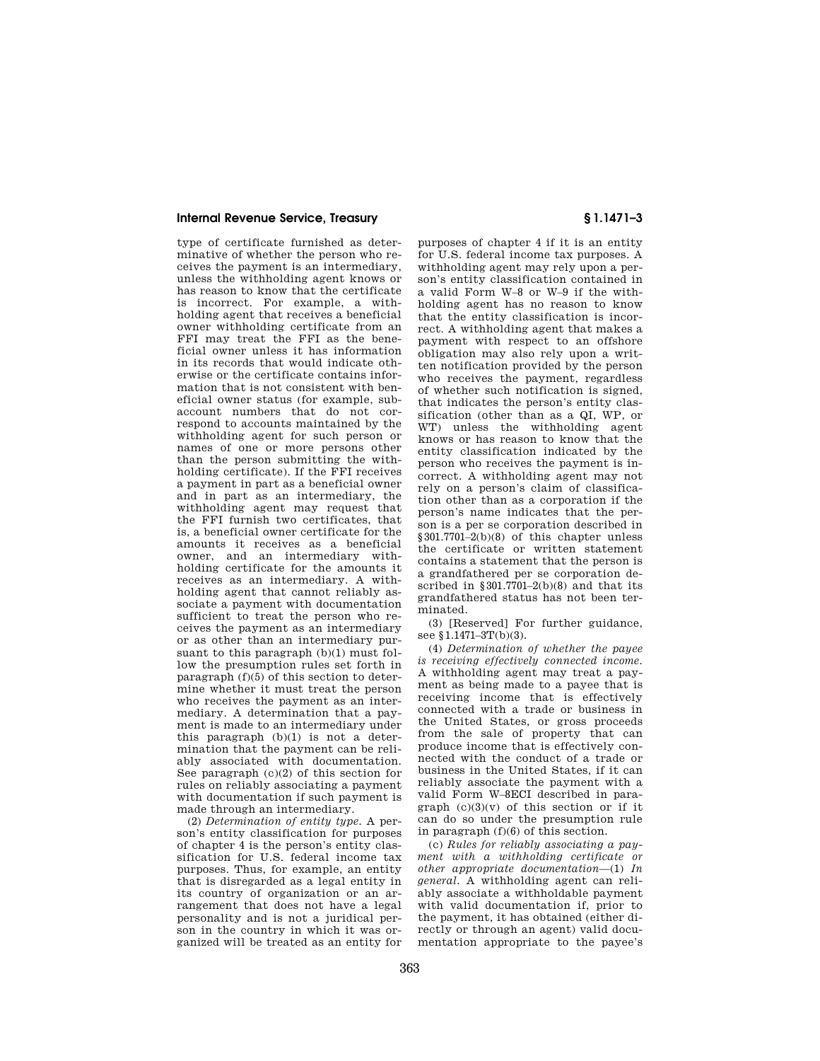type of certificate furnished as determinative of whether the person who receives the payment is an intermediary, unless the withholding agent knows or has reason to know that the certificate is incorrect. For example, a withholding agent that receives a beneficial owner withholding certificate from an FFI may treat the FFI as the beneficial owner unless it has information in its records that would indicate otherwise or the certificate contains information that is not consistent with beneficial owner status (for example, subaccount numbers that do not correspond to accounts maintained by the withholding agent for such person or names of one or more persons other than the person submitting the withholding certificate). If the FFI receives a payment in part as a beneficial owner and in part as an intermediary, the withholding agent may request that the FFI furnish two certificates, that is, a beneficial owner certificate for the amounts it receives as a beneficial owner, and an intermediary withholding certificate for the amounts it receives as an intermediary. A withholding agent that cannot reliably associate a payment with documentation sufficient to treat the person who receives the payment as an intermediary or as other than an intermediary pursuant to this paragraph (b)(1) must follow the presumption rules set forth in paragraph (f)(5) of this section to determine whether it must treat the person who receives the payment as an intermediary. A determination that a payment is made to an intermediary under this paragraph (b)(1) is not a determination that the payment can be reliably associated with documentation. See paragraph (c)(2) of this section for rules on reliably associating a payment with documentation if such payment is made through an intermediary.

(2) *Determination of entity type.* A person's entity classification for purposes of chapter 4 is the person's entity classification for U.S. federal income tax purposes. Thus, for example, an entity that is disregarded as a legal entity in its country of organization or an arrangement that does not have a legal personality and is not a juridical person in the country in which it was organized will be treated as an entity for purposes of chapter 4 if it is an entity for U.S. federal income tax purposes. A withholding agent may rely upon a person's entity classification contained in a valid Form W–8 or W–9 if the withholding agent has no reason to know that the entity classification is incorrect. A withholding agent that makes a payment with respect to an offshore obligation may also rely upon a written notification provided by the person who receives the payment, regardless of whether such notification is signed, that indicates the person's entity classification (other than as a QI, WP, or WT) unless the withholding agent knows or has reason to know that the entity classification indicated by the person who receives the payment is incorrect. A withholding agent may not rely on a person's claim of classification other than as a corporation if the person's name indicates that the person is a per se corporation described in §301.7701–2(b)(8) of this chapter unless the certificate or written statement contains a statement that the person is a grandfathered per se corporation described in §301.7701–2(b)(8) and that its grandfathered status has not been terminated.

(3) [Reserved] For further guidance, see §1.1471–3T(b)(3).

(4) *Determination of whether the payee is receiving effectively connected income.* A withholding agent may treat a payment as being made to a payee that is receiving income that is effectively connected with a trade or business in the United States, or gross proceeds from the sale of property that can produce income that is effectively connected with the conduct of a trade or business in the United States, if it can reliably associate the payment with a valid Form W–8ECI described in paragraph (c)(3)(v) of this section or if it can do so under the presumption rule in paragraph (f)(6) of this section.

(c) *Rules for reliably associating a payment with a withholding certificate or other appropriate documentation*—(1) *In general.* A withholding agent can reliably associate a withholdable payment with valid documentation if, prior to the payment, it has obtained (either directly or through an agent) valid documentation appropriate to the payee's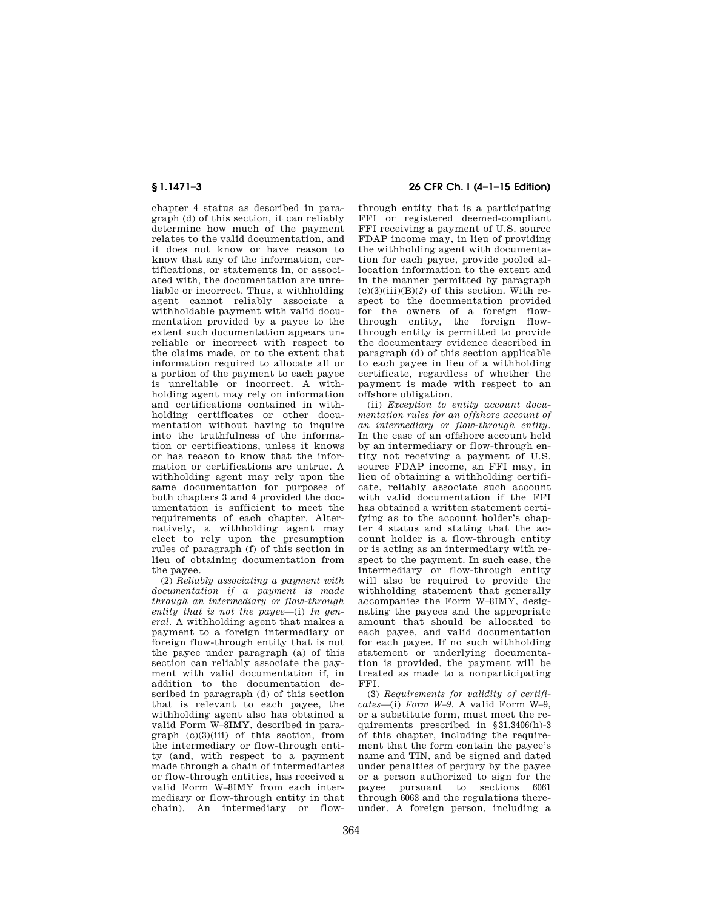chapter 4 status as described in paragraph (d) of this section, it can reliably determine how much of the payment relates to the valid documentation, and it does not know or have reason to know that any of the information, certifications, or statements in, or associated with, the documentation are unreliable or incorrect. Thus, a withholding agent cannot reliably associate a withholdable payment with valid documentation provided by a payee to the extent such documentation appears unreliable or incorrect with respect to the claims made, or to the extent that information required to allocate all or a portion of the payment to each payee is unreliable or incorrect. A withholding agent may rely on information and certifications contained in withholding certificates or other documentation without having to inquire into the truthfulness of the information or certifications, unless it knows or has reason to know that the information or certifications are untrue. A withholding agent may rely upon the same documentation for purposes of both chapters 3 and 4 provided the documentation is sufficient to meet the requirements of each chapter. Alternatively, a withholding agent may elect to rely upon the presumption rules of paragraph (f) of this section in lieu of obtaining documentation from the payee.

(2) *Reliably associating a payment with documentation if a payment is made through an intermediary or flow-through entity that is not the payee*—(i) *In general*. A withholding agent that makes a payment to a foreign intermediary or foreign flow-through entity that is not the payee under paragraph (a) of this section can reliably associate the payment with valid documentation if, in addition to the documentation described in paragraph (d) of this section that is relevant to each payee, the withholding agent also has obtained a valid Form W–8IMY, described in paragraph (c)(3)(iii) of this section, from the intermediary or flow-through entity (and, with respect to a payment made through a chain of intermediaries or flow-through entities, has received a valid Form W–8IMY from each intermediary or flow-through entity in that chain). An intermediary or flow-through entity that is a participating FFI or registered deemed-compliant FFI receiving a payment of U.S. source FDAP income may, in lieu of providing the withholding agent with documentation for each payee, provide pooled allocation information to the extent and in the manner permitted by paragraph (c)(3)(iii)(B)(*2*) of this section. With respect to the documentation provided for the owners of a foreign flow-through entity, the foreign flow-through entity is permitted to provide the documentary evidence described in paragraph (d) of this section applicable to each payee in lieu of a withholding certificate, regardless of whether the payment is made with respect to an offshore obligation.

(ii) *Exception to entity account documentation rules for an offshore account of an intermediary or flow-through entity*. In the case of an offshore account held by an intermediary or flow-through entity not receiving a payment of U.S. source FDAP income, an FFI may, in lieu of obtaining a withholding certificate, reliably associate such account with valid documentation if the FFI has obtained a written statement certifying as to the account holder's chapter 4 status and stating that the account holder is a flow-through entity or is acting as an intermediary with respect to the payment. In such case, the intermediary or flow-through entity will also be required to provide the withholding statement that generally accompanies the Form W–8IMY, designating the payees and the appropriate amount that should be allocated to each payee, and valid documentation for each payee. If no such withholding statement or underlying documentation is provided, the payment will be treated as made to a nonparticipating FFI.

(3) *Requirements for validity of certificates*—(i) *Form W–9*. A valid Form W–9, or a substitute form, must meet the requirements prescribed in §31.3406(h)-3 of this chapter, including the requirement that the form contain the payee's name and TIN, and be signed and dated under penalties of perjury by the payee or a person authorized to sign for the payee pursuant to sections 6061 through 6063 and the regulations thereunder. A foreign person, including a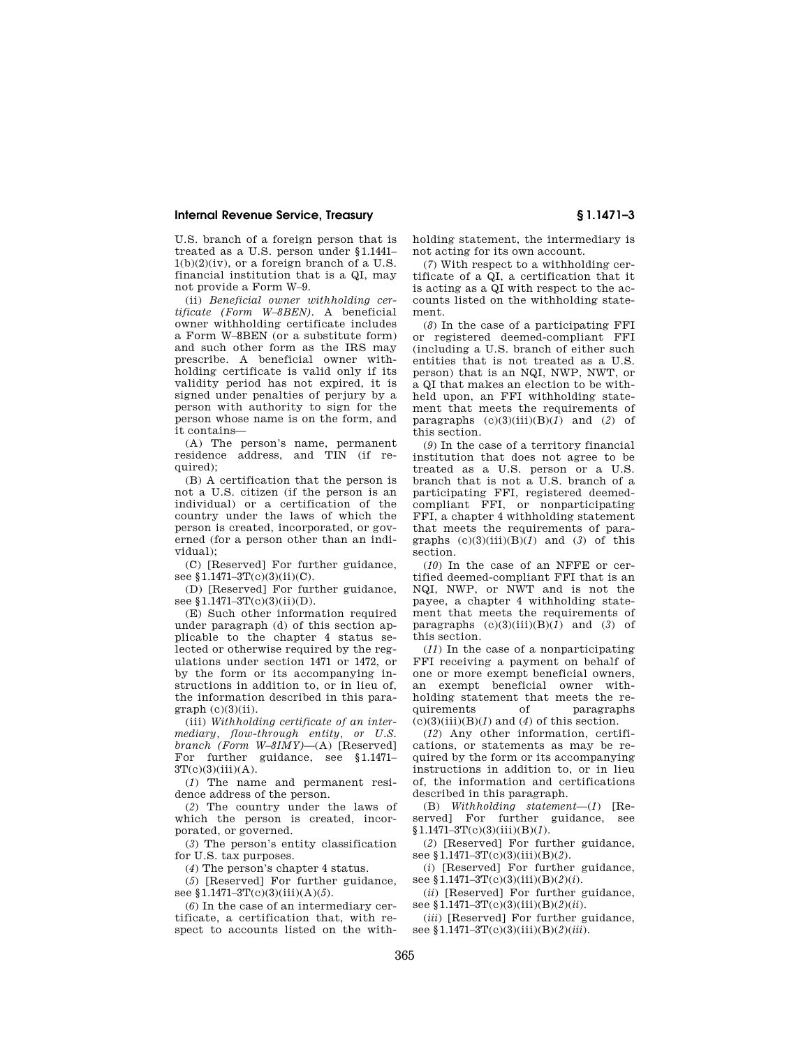U.S. branch of a foreign person that is treated as a U.S. person under §1.1441–1(b)(2)(iv), or a foreign branch of a U.S. financial institution that is a QI, may not provide a Form W–9.

(ii) *Beneficial owner withholding certificate (Form W–8BEN).* A beneficial owner withholding certificate includes a Form W–8BEN (or a substitute form) and such other form as the IRS may prescribe. A beneficial owner withholding certificate is valid only if its validity period has not expired, it is signed under penalties of perjury by a person with authority to sign for the person whose name is on the form, and it contains—

(A) The person's name, permanent residence address, and TIN (if required);

(B) A certification that the person is not a U.S. citizen (if the person is an individual) or a certification of the country under the laws of which the person is created, incorporated, or governed (for a person other than an individual);

(C) [Reserved] For further guidance, see §1.1471–3T(c)(3)(ii)(C).

(D) [Reserved] For further guidance, see §1.1471–3T(c)(3)(ii)(D).

(E) Such other information required under paragraph (d) of this section applicable to the chapter 4 status selected or otherwise required by the regulations under section 1471 or 1472, or by the form or its accompanying instructions in addition to, or in lieu of, the information described in this paragraph (c)(3)(ii).

(iii) *Withholding certificate of an intermediary, flow-through entity, or U.S. branch (Form W–8IMY)*—(A) [Reserved] For further guidance, see §1.1471–3T(c)(3)(iii)(A).

(*1*) The name and permanent residence address of the person.

(*2*) The country under the laws of which the person is created, incorporated, or governed.

(*3*) The person's entity classification for U.S. tax purposes.

(*4*) The person's chapter 4 status.

(*5*) [Reserved] For further guidance, see §1.1471–3T(c)(3)(iii)(A)(*5*).

(*6*) In the case of an intermediary certificate, a certification that, with respect to accounts listed on the withholding statement, the intermediary is not acting for its own account.

(*7*) With respect to a withholding certificate of a QI, a certification that it is acting as a QI with respect to the accounts listed on the withholding statement.

(*8*) In the case of a participating FFI or registered deemed-compliant FFI (including a U.S. branch of either such entities that is not treated as a U.S. person) that is an NQI, NWP, NWT, or a QI that makes an election to be withheld upon, an FFI withholding statement that meets the requirements of paragraphs (c)(3)(iii)(B)(*1*) and (*2*) of this section.

(*9*) In the case of a territory financial institution that does not agree to be treated as a U.S. person or a U.S. branch that is not a U.S. branch of a participating FFI, registered deemed-compliant FFI, or nonparticipating FFI, a chapter 4 withholding statement that meets the requirements of paragraphs (c)(3)(iii)(B)(*1*) and (*3*) of this section.

(*10*) In the case of an NFFE or certified deemed-compliant FFI that is an NQI, NWP, or NWT and is not the payee, a chapter 4 withholding statement that meets the requirements of paragraphs (c)(3)(iii)(B)(*1*) and (*3*) of this section.

(*11*) In the case of a nonparticipating FFI receiving a payment on behalf of one or more exempt beneficial owners, an exempt beneficial owner withholding statement that meets the requirements of paragraphs (c)(3)(iii)(B)(*1*) and (*4*) of this section.

(*12*) Any other information, certifications, or statements as may be required by the form or its accompanying instructions in addition to, or in lieu of, the information and certifications described in this paragraph.

(B) *Withholding statement*—(*1*) [Reserved] For further guidance, see §1.1471–3T(c)(3)(iii)(B)(*1*).

(*2*) [Reserved] For further guidance, see §1.1471–3T(c)(3)(iii)(B)(*2*).

(*i*) [Reserved] For further guidance, see §1.1471–3T(c)(3)(iii)(B)(*2*)(*i*).

(*ii*) [Reserved] For further guidance, see §1.1471–3T(c)(3)(iii)(B)(*2*)(*ii*).

(*iii*) [Reserved] For further guidance, see §1.1471–3T(c)(3)(iii)(B)(*2*)(*iii*).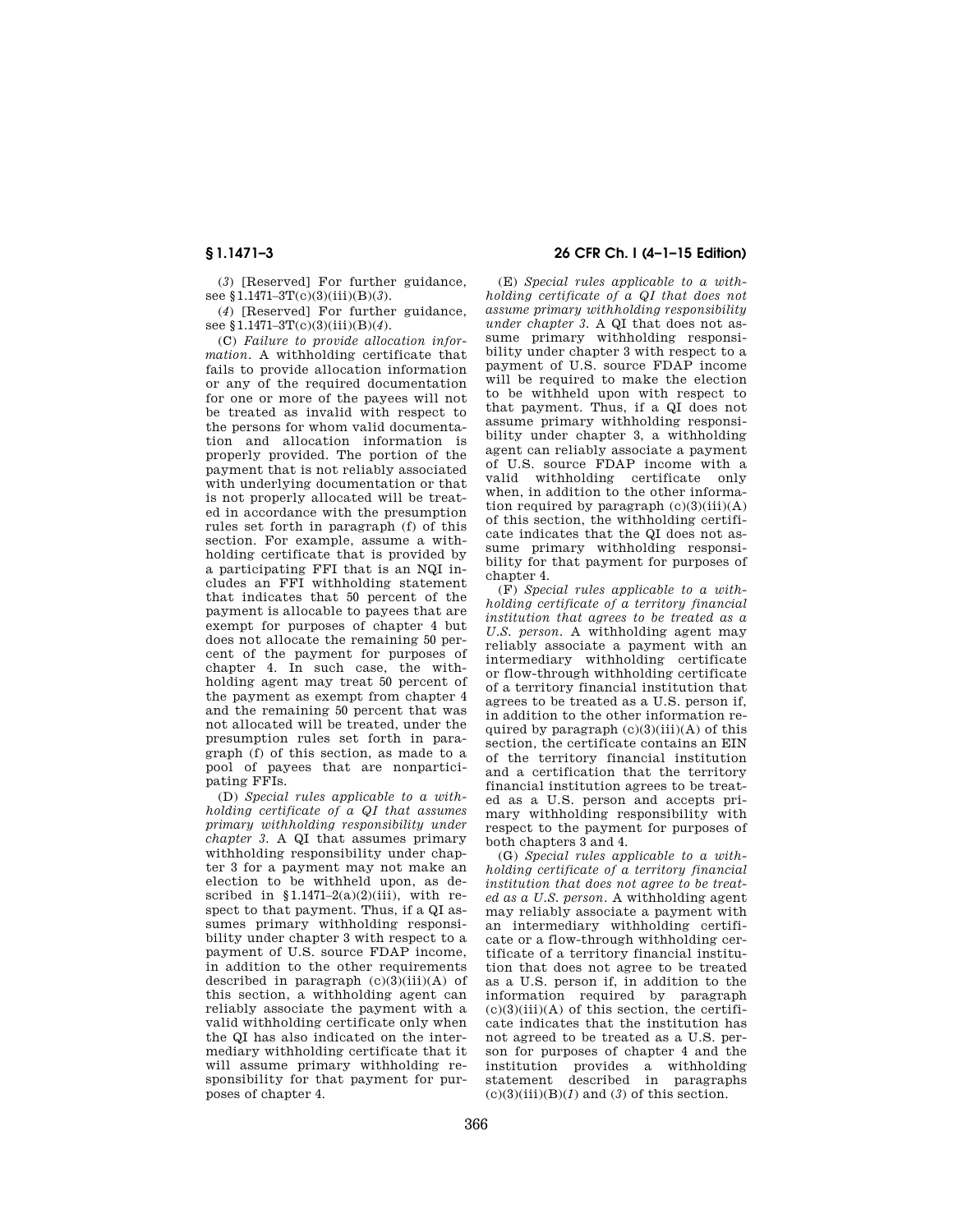(*3*) [Reserved] For further guidance, see §1.1471–3T(c)(3)(iii)(B)(*3*).

(*4*) [Reserved] For further guidance, see §1.1471–3T(c)(3)(iii)(B)(*4*).

(C) *Failure to provide allocation information.* A withholding certificate that fails to provide allocation information or any of the required documentation for one or more of the payees will not be treated as invalid with respect to the persons for whom valid documentation and allocation information is properly provided. The portion of the payment that is not reliably associated with underlying documentation or that is not properly allocated will be treated in accordance with the presumption rules set forth in paragraph (f) of this section. For example, assume a withholding certificate that is provided by a participating FFI that is an NQI includes an FFI withholding statement that indicates that 50 percent of the payment is allocable to payees that are exempt for purposes of chapter 4 but does not allocate the remaining 50 percent of the payment for purposes of chapter 4. In such case, the withholding agent may treat 50 percent of the payment as exempt from chapter 4 and the remaining 50 percent that was not allocated will be treated, under the presumption rules set forth in paragraph (f) of this section, as made to a pool of payees that are nonparticipating FFIs.

(D) *Special rules applicable to a withholding certificate of a QI that assumes primary withholding responsibility under chapter 3.* A QI that assumes primary withholding responsibility under chapter 3 for a payment may not make an election to be withheld upon, as described in §1.1471–2(a)(2)(iii), with respect to that payment. Thus, if a QI assumes primary withholding responsibility under chapter 3 with respect to a payment of U.S. source FDAP income, in addition to the other requirements described in paragraph (c)(3)(iii)(A) of this section, a withholding agent can reliably associate the payment with a valid withholding certificate only when the QI has also indicated on the intermediary withholding certificate that it will assume primary withholding responsibility for that payment for purposes of chapter 4.

(E) *Special rules applicable to a withholding certificate of a QI that does not assume primary withholding responsibility under chapter 3.* A QI that does not assume primary withholding responsibility under chapter 3 with respect to a payment of U.S. source FDAP income will be required to make the election to be withheld upon with respect to that payment. Thus, if a QI does not assume primary withholding responsibility under chapter 3, a withholding agent can reliably associate a payment of U.S. source FDAP income with a valid withholding certificate only when, in addition to the other information required by paragraph (c)(3)(iii)(A) of this section, the withholding certificate indicates that the QI does not assume primary withholding responsibility for that payment for purposes of chapter 4.

(F) *Special rules applicable to a withholding certificate of a territory financial institution that agrees to be treated as a U.S. person.* A withholding agent may reliably associate a payment with an intermediary withholding certificate or flow-through withholding certificate of a territory financial institution that agrees to be treated as a U.S. person if, in addition to the other information required by paragraph (c)(3)(iii)(A) of this section, the certificate contains an EIN of the territory financial institution and a certification that the territory financial institution agrees to be treated as a U.S. person and accepts primary withholding responsibility with respect to the payment for purposes of both chapters 3 and 4.

(G) *Special rules applicable to a withholding certificate of a territory financial institution that does not agree to be treated as a U.S. person.* A withholding agent may reliably associate a payment with an intermediary withholding certificate or a flow-through withholding certificate of a territory financial institution that does not agree to be treated as a U.S. person if, in addition to the information required by paragraph (c)(3)(iii)(A) of this section, the certificate indicates that the institution has not agreed to be treated as a U.S. person for purposes of chapter 4 and the institution provides a withholding statement described in paragraphs (c)(3)(iii)(B)(*1*) and (*3*) of this section.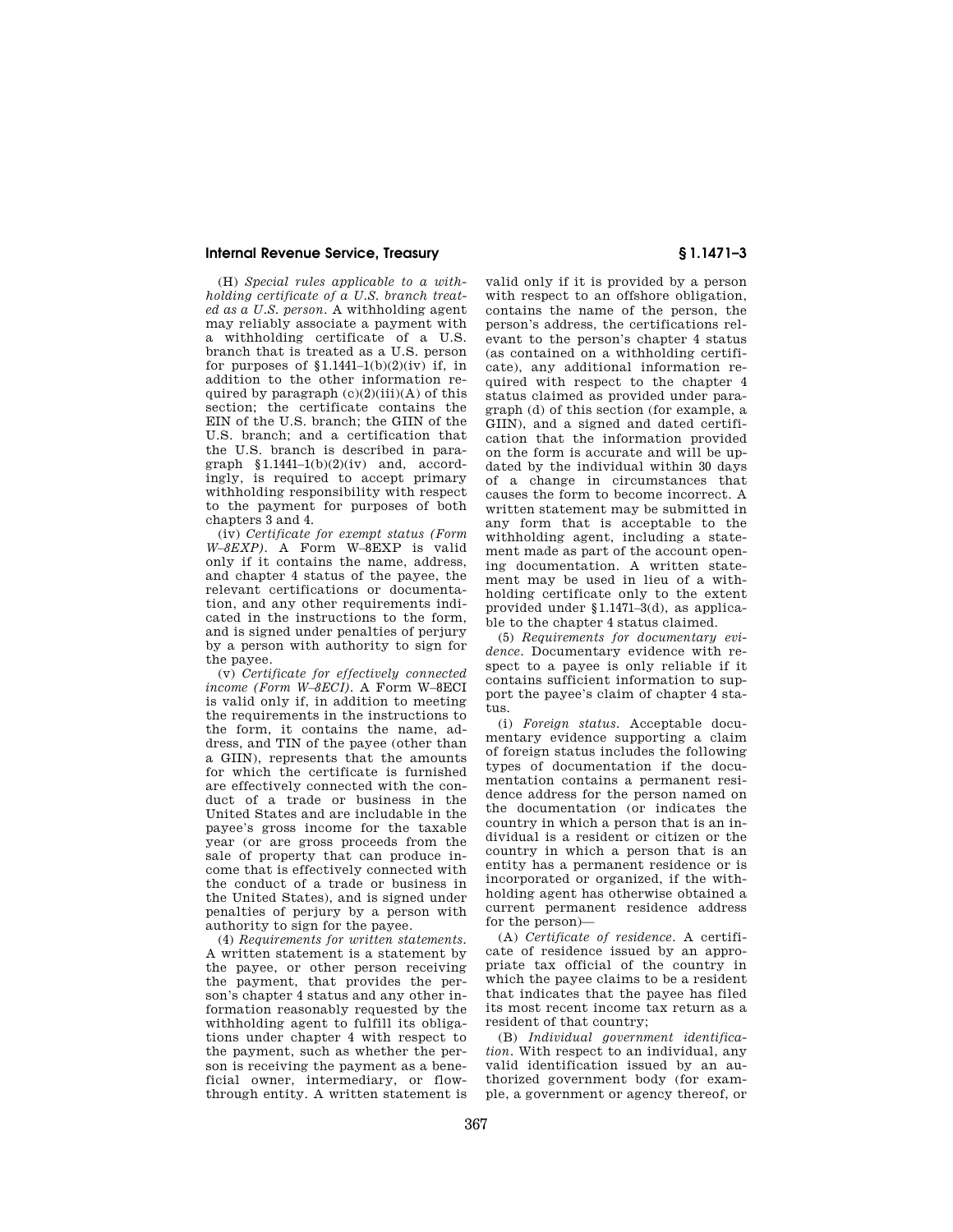(H) *Special rules applicable to a withholding certificate of a U.S. branch treated as a U.S. person.* A withholding agent may reliably associate a payment with a withholding certificate of a U.S. branch that is treated as a U.S. person for purposes of §1.1441–1(b)(2)(iv) if, in addition to the other information required by paragraph (c)(2)(iii)(A) of this section; the certificate contains the EIN of the U.S. branch; the GIIN of the U.S. branch; and a certification that the U.S. branch is described in paragraph §1.1441–1(b)(2)(iv) and, accordingly, is required to accept primary withholding responsibility with respect to the payment for purposes of both chapters 3 and 4.

(iv) *Certificate for exempt status (Form W–8EXP).* A Form W–8EXP is valid only if it contains the name, address, and chapter 4 status of the payee, the relevant certifications or documentation, and any other requirements indicated in the instructions to the form, and is signed under penalties of perjury by a person with authority to sign for the payee.

(v) *Certificate for effectively connected income (Form W–8ECI).* A Form W–8ECI is valid only if, in addition to meeting the requirements in the instructions to the form, it contains the name, address, and TIN of the payee (other than a GIIN), represents that the amounts for which the certificate is furnished are effectively connected with the conduct of a trade or business in the United States and are includable in the payee's gross income for the taxable year (or are gross proceeds from the sale of property that can produce income that is effectively connected with the conduct of a trade or business in the United States), and is signed under penalties of perjury by a person with authority to sign for the payee.

(4) *Requirements for written statements.* A written statement is a statement by the payee, or other person receiving the payment, that provides the person's chapter 4 status and any other information reasonably requested by the withholding agent to fulfill its obligations under chapter 4 with respect to the payment, such as whether the person is receiving the payment as a beneficial owner, intermediary, or flow-through entity. A written statement is valid only if it is provided by a person with respect to an offshore obligation, contains the name of the person, the person's address, the certifications relevant to the person's chapter 4 status (as contained on a withholding certificate), any additional information required with respect to the chapter 4 status claimed as provided under paragraph (d) of this section (for example, a GIIN), and a signed and dated certification that the information provided on the form is accurate and will be updated by the individual within 30 days of a change in circumstances that causes the form to become incorrect. A written statement may be submitted in any form that is acceptable to the withholding agent, including a statement made as part of the account opening documentation. A written statement may be used in lieu of a withholding certificate only to the extent provided under §1.1471–3(d), as applicable to the chapter 4 status claimed.

(5) *Requirements for documentary evidence.* Documentary evidence with respect to a payee is only reliable if it contains sufficient information to support the payee's claim of chapter 4 status.

(i) *Foreign status.* Acceptable documentary evidence supporting a claim of foreign status includes the following types of documentation if the documentation contains a permanent residence address for the person named on the documentation (or indicates the country in which a person that is an individual is a resident or citizen or the country in which a person that is an entity has a permanent residence or is incorporated or organized, if the withholding agent has otherwise obtained a current permanent residence address for the person)—

(A) *Certificate of residence.* A certificate of residence issued by an appropriate tax official of the country in which the payee claims to be a resident that indicates that the payee has filed its most recent income tax return as a resident of that country;

(B) *Individual government identification.* With respect to an individual, any valid identification issued by an authorized government body (for example, a government or agency thereof, or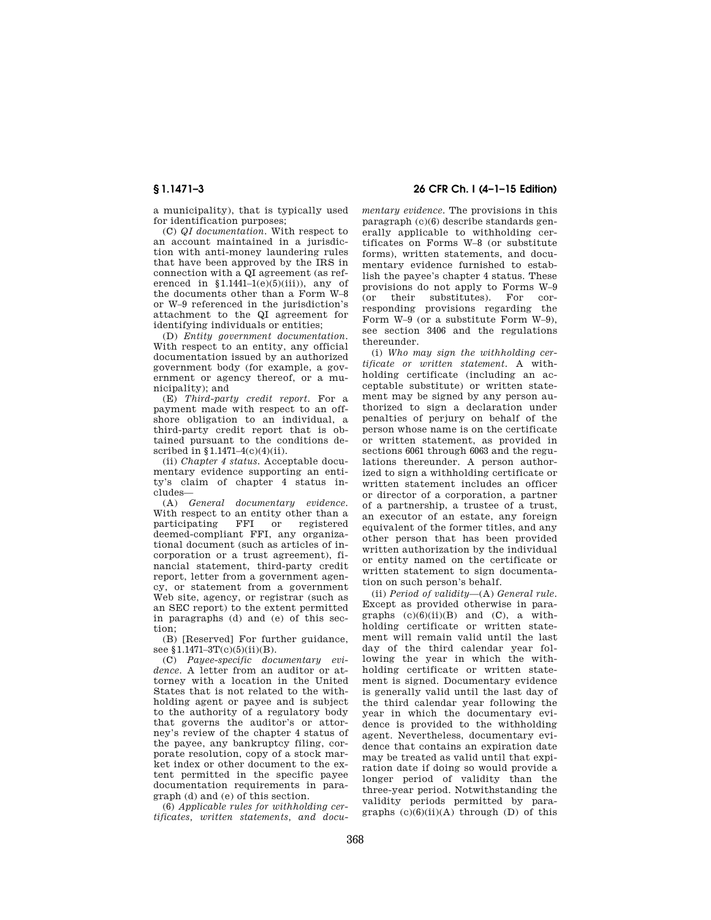a municipality), that is typically used for identification purposes;

(C) *QI documentation.* With respect to an account maintained in a jurisdiction with anti-money laundering rules that have been approved by the IRS in connection with a QI agreement (as referenced in §1.1441–1(e)(5)(iii)), any of the documents other than a Form W–8 or W–9 referenced in the jurisdiction's attachment to the QI agreement for identifying individuals or entities;

(D) *Entity government documentation.* With respect to an entity, any official documentation issued by an authorized government body (for example, a government or agency thereof, or a municipality); and

(E) *Third-party credit report.* For a payment made with respect to an offshore obligation to an individual, a third-party credit report that is obtained pursuant to the conditions described in §1.1471–4(c)(4)(ii).

(ii) *Chapter 4 status.* Acceptable documentary evidence supporting an entity's claim of chapter 4 status includes—

(A) *General documentary evidence.* With respect to an entity other than a participating FFI or registered deemed-compliant FFI, any organizational document (such as articles of incorporation or a trust agreement), financial statement, third-party credit report, letter from a government agency, or statement from a government Web site, agency, or registrar (such as an SEC report) to the extent permitted in paragraphs (d) and (e) of this section;

(B) [Reserved] For further guidance, see §1.1471–3T(c)(5)(ii)(B).

(C) *Payee-specific documentary evidence.* A letter from an auditor or attorney with a location in the United States that is not related to the withholding agent or payee and is subject to the authority of a regulatory body that governs the auditor's or attorney's review of the chapter 4 status of the payee, any bankruptcy filing, corporate resolution, copy of a stock market index or other document to the extent permitted in the specific payee documentation requirements in paragraph (d) and (e) of this section.

(6) *Applicable rules for withholding certificates, written statements, and documentary evidence.* The provisions in this paragraph (c)(6) describe standards generally applicable to withholding certificates on Forms W–8 (or substitute forms), written statements, and documentary evidence furnished to establish the payee's chapter 4 status. These provisions do not apply to Forms W–9 (or their substitutes). For corresponding provisions regarding the Form W–9 (or a substitute Form W–9), see section 3406 and the regulations thereunder.

(i) *Who may sign the withholding certificate or written statement.* A withholding certificate (including an acceptable substitute) or written statement may be signed by any person authorized to sign a declaration under penalties of perjury on behalf of the person whose name is on the certificate or written statement, as provided in sections 6061 through 6063 and the regulations thereunder. A person authorized to sign a withholding certificate or written statement includes an officer or director of a corporation, a partner of a partnership, a trustee of a trust, an executor of an estate, any foreign equivalent of the former titles, and any other person that has been provided written authorization by the individual or entity named on the certificate or written statement to sign documentation on such person's behalf.

(ii) *Period of validity*—(A) *General rule.* Except as provided otherwise in paragraphs (c)(6)(ii)(B) and (C), a withholding certificate or written statement will remain valid until the last day of the third calendar year following the year in which the withholding certificate or written statement is signed. Documentary evidence is generally valid until the last day of the third calendar year following the year in which the documentary evidence is provided to the withholding agent. Nevertheless, documentary evidence that contains an expiration date may be treated as valid until that expiration date if doing so would provide a longer period of validity than the three-year period. Notwithstanding the validity periods permitted by paragraphs (c)(6)(ii)(A) through (D) of this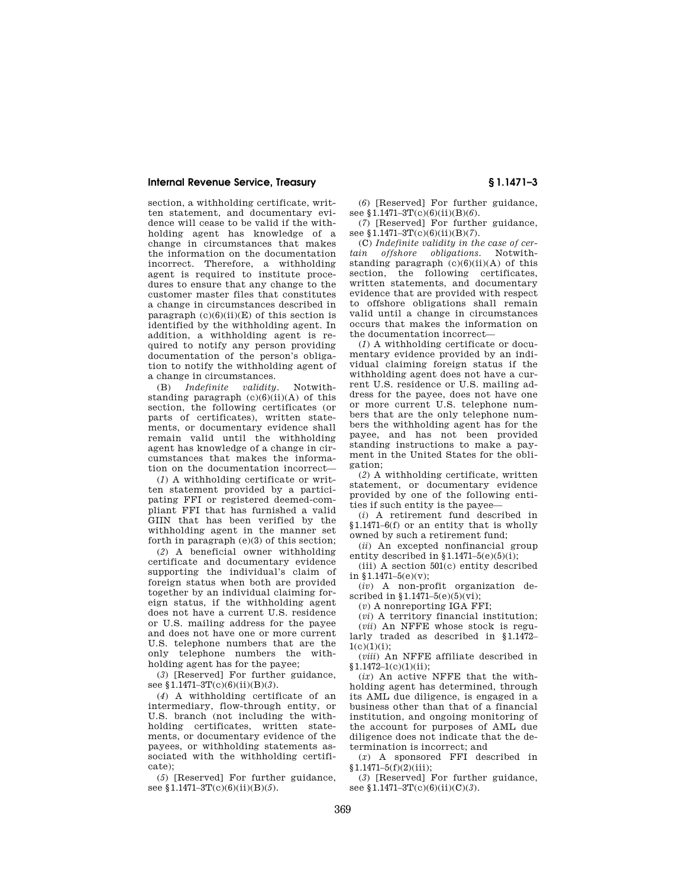section, a withholding certificate, written statement, and documentary evidence will cease to be valid if the withholding agent has knowledge of a change in circumstances that makes the information on the documentation incorrect. Therefore, a withholding agent is required to institute procedures to ensure that any change to the customer master files that constitutes a change in circumstances described in paragraph (c)(6)(ii)(E) of this section is identified by the withholding agent. In addition, a withholding agent is required to notify any person providing documentation of the person's obligation to notify the withholding agent of a change in circumstances.

(B) *Indefinite validity.* Notwithstanding paragraph (c)(6)(ii)(A) of this section, the following certificates (or parts of certificates), written statements, or documentary evidence shall remain valid until the withholding agent has knowledge of a change in circumstances that makes the information on the documentation incorrect—

(*1*) A withholding certificate or written statement provided by a participating FFI or registered deemed-compliant FFI that has furnished a valid GIIN that has been verified by the withholding agent in the manner set forth in paragraph (e)(3) of this section;

(*2*) A beneficial owner withholding certificate and documentary evidence supporting the individual's claim of foreign status when both are provided together by an individual claiming foreign status, if the withholding agent does not have a current U.S. residence or U.S. mailing address for the payee and does not have one or more current U.S. telephone numbers that are the only telephone numbers the withholding agent has for the payee;

(*3*) [Reserved] For further guidance, see §1.1471–3T(c)(6)(ii)(B)(*3*).

(*4*) A withholding certificate of an intermediary, flow-through entity, or U.S. branch (not including the withholding certificates, written statements, or documentary evidence of the payees, or withholding statements associated with the withholding certificate);

(*5*) [Reserved] For further guidance, see §1.1471–3T(c)(6)(ii)(B)(*5*).

(*6*) [Reserved] For further guidance, see §1.1471–3T(c)(6)(ii)(B)(*6*).

(*7*) [Reserved] For further guidance, see §1.1471–3T(c)(6)(ii)(B)(*7*).

(C) *Indefinite validity in the case of certain offshore obligations.* Notwithstanding paragraph (c)(6)(ii)(A) of this section, the following certificates, written statements, and documentary evidence that are provided with respect to offshore obligations shall remain valid until a change in circumstances occurs that makes the information on the documentation incorrect—

(*1*) A withholding certificate or documentary evidence provided by an individual claiming foreign status if the withholding agent does not have a current U.S. residence or U.S. mailing address for the payee, does not have one or more current U.S. telephone numbers that are the only telephone numbers the withholding agent has for the payee, and has not been provided standing instructions to make a payment in the United States for the obligation;

(*2*) A withholding certificate, written statement, or documentary evidence provided by one of the following entities if such entity is the payee—

(*i*) A retirement fund described in §1.1471–6(f) or an entity that is wholly owned by such a retirement fund;

(*ii*) An excepted nonfinancial group entity described in §1.1471–5(e)(5)(i);

(iii) A section 501(c) entity described in §1.1471–5(e)(v);

(*iv*) A non-profit organization described in §1.1471–5(e)(5)(vi);

(*v*) A nonreporting IGA FFI;

(*vi*) A territory financial institution;

(*vii*) An NFFE whose stock is regularly traded as described in §1.1472–1(c)(1)(i);

(*viii*) An NFFE affiliate described in §1.1472–1(c)(1)(ii);

(*ix*) An active NFFE that the withholding agent has determined, through its AML due diligence, is engaged in a business other than that of a financial institution, and ongoing monitoring of the account for purposes of AML due diligence does not indicate that the determination is incorrect; and

(*x*) A sponsored FFI described in §1.1471–5(f)(2)(iii);

(*3*) [Reserved] For further guidance, see §1.1471–3T(c)(6)(ii)(C)(*3*).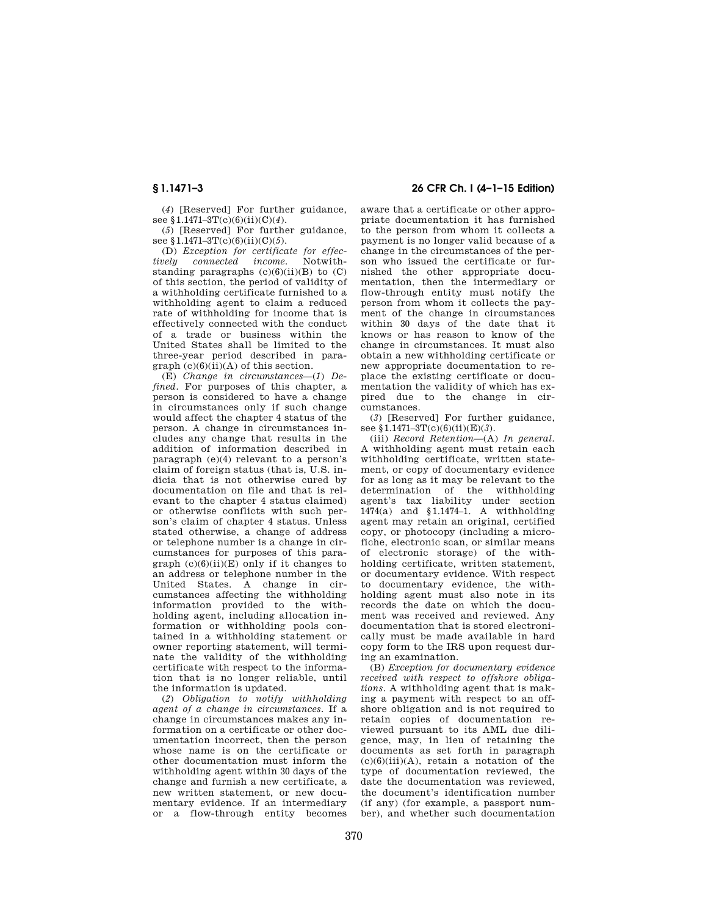(*4*) [Reserved] For further guidance, see §1.1471–3T(c)(6)(ii)(C)(*4*).

(*5*) [Reserved] For further guidance, see §1.1471–3T(c)(6)(ii)(C)(*5*).

(D) *Exception for certificate for effectively connected income.* Notwithstanding paragraphs (c)(6)(ii)(B) to (C) of this section, the period of validity of a withholding certificate furnished to a withholding agent to claim a reduced rate of withholding for income that is effectively connected with the conduct of a trade or business within the United States shall be limited to the three-year period described in paragraph (c)(6)(ii)(A) of this section.

(E) *Change in circumstances*—(*1*) *Defined.* For purposes of this chapter, a person is considered to have a change in circumstances only if such change would affect the chapter 4 status of the person. A change in circumstances includes any change that results in the addition of information described in paragraph (e)(4) relevant to a person's claim of foreign status (that is, U.S. indicia that is not otherwise cured by documentation on file and that is relevant to the chapter 4 status claimed) or otherwise conflicts with such person's claim of chapter 4 status. Unless stated otherwise, a change of address or telephone number is a change in circumstances for purposes of this paragraph (c)(6)(ii)(E) only if it changes to an address or telephone number in the United States. A change in circumstances affecting the withholding information provided to the withholding agent, including allocation information or withholding pools contained in a withholding statement or owner reporting statement, will terminate the validity of the withholding certificate with respect to the information that is no longer reliable, until the information is updated.

(*2*) *Obligation to notify withholding agent of a change in circumstances.* If a change in circumstances makes any information on a certificate or other documentation incorrect, then the person whose name is on the certificate or other documentation must inform the withholding agent within 30 days of the change and furnish a new certificate, a new written statement, or new documentary evidence. If an intermediary or a flow-through entity becomes aware that a certificate or other appropriate documentation it has furnished to the person from whom it collects a payment is no longer valid because of a change in the circumstances of the person who issued the certificate or furnished the other appropriate documentation, then the intermediary or flow-through entity must notify the person from whom it collects the payment of the change in circumstances within 30 days of the date that it knows or has reason to know of the change in circumstances. It must also obtain a new withholding certificate or new appropriate documentation to replace the existing certificate or documentation the validity of which has expired due to the change in circumstances.

(*3*) [Reserved] For further guidance, see §1.1471–3T(c)(6)(ii)(E)(*3*).

(iii) *Record Retention*—(A) *In general.* A withholding agent must retain each withholding certificate, written statement, or copy of documentary evidence for as long as it may be relevant to the determination of the withholding agent's tax liability under section 1474(a) and §1.1474–1. A withholding agent may retain an original, certified copy, or photocopy (including a microfiche, electronic scan, or similar means of electronic storage) of the withholding certificate, written statement, or documentary evidence. With respect to documentary evidence, the withholding agent must also note in its records the date on which the document was received and reviewed. Any documentation that is stored electronically must be made available in hard copy form to the IRS upon request during an examination.

(B) *Exception for documentary evidence received with respect to offshore obligations.* A withholding agent that is making a payment with respect to an offshore obligation and is not required to retain copies of documentation reviewed pursuant to its AML due diligence, may, in lieu of retaining the documents as set forth in paragraph (c)(6)(iii)(A), retain a notation of the type of documentation reviewed, the date the documentation was reviewed, the document's identification number (if any) (for example, a passport number), and whether such documentation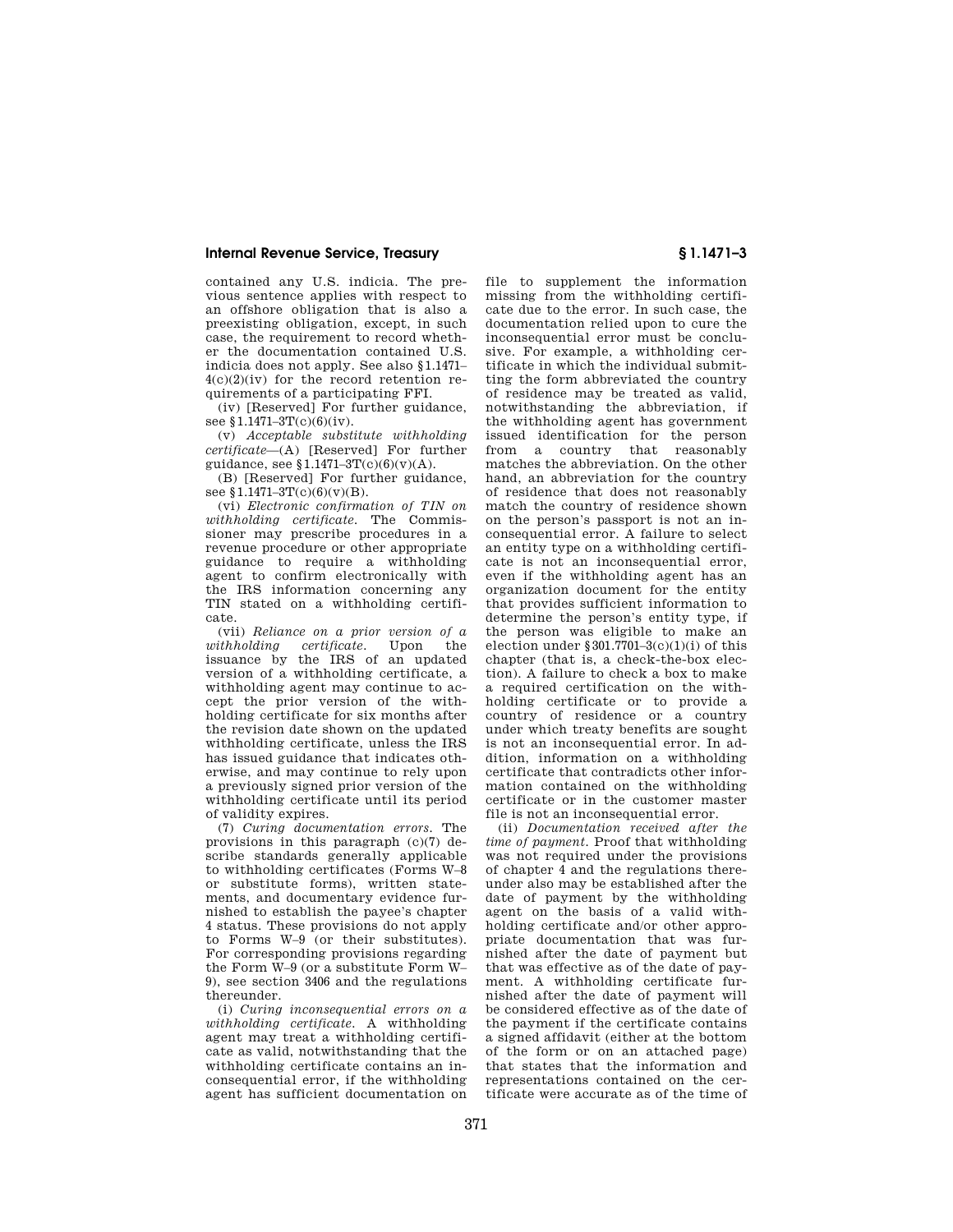contained any U.S. indicia. The previous sentence applies with respect to an offshore obligation that is also a preexisting obligation, except, in such case, the requirement to record whether the documentation contained U.S. indicia does not apply. See also §1.1471–4(c)(2)(iv) for the record retention requirements of a participating FFI.

(iv) [Reserved] For further guidance, see §1.1471–3T(c)(6)(iv).

(v) *Acceptable substitute withholding certificate*—(A) [Reserved] For further guidance, see §1.1471–3T(c)(6)(v)(A).

(B) [Reserved] For further guidance, see §1.1471–3T(c)(6)(v)(B).

(vi) *Electronic confirmation of TIN on withholding certificate*. The Commissioner may prescribe procedures in a revenue procedure or other appropriate guidance to require a withholding agent to confirm electronically with the IRS information concerning any TIN stated on a withholding certificate.

(vii) *Reliance on a prior version of a withholding certificate*. Upon the issuance by the IRS of an updated version of a withholding certificate, a withholding agent may continue to accept the prior version of the withholding certificate for six months after the revision date shown on the updated withholding certificate, unless the IRS has issued guidance that indicates otherwise, and may continue to rely upon a previously signed prior version of the withholding certificate until its period of validity expires.

(7) *Curing documentation errors*. The provisions in this paragraph (c)(7) describe standards generally applicable to withholding certificates (Forms W–8 or substitute forms), written statements, and documentary evidence furnished to establish the payee's chapter 4 status. These provisions do not apply to Forms W–9 (or their substitutes). For corresponding provisions regarding the Form W–9 (or a substitute Form W–9), see section 3406 and the regulations thereunder.

(i) *Curing inconsequential errors on a withholding certificate*. A withholding agent may treat a withholding certificate as valid, notwithstanding that the withholding certificate contains an inconsequential error, if the withholding agent has sufficient documentation on file to supplement the information missing from the withholding certificate due to the error. In such case, the documentation relied upon to cure the inconsequential error must be conclusive. For example, a withholding certificate in which the individual submitting the form abbreviated the country of residence may be treated as valid, notwithstanding the abbreviation, if the withholding agent has government issued identification for the person from a country that reasonably matches the abbreviation. On the other hand, an abbreviation for the country of residence that does not reasonably match the country of residence shown on the person's passport is not an inconsequential error. A failure to select an entity type on a withholding certificate is not an inconsequential error, even if the withholding agent has an organization document for the entity that provides sufficient information to determine the person's entity type, if the person was eligible to make an election under §301.7701–3(c)(1)(i) of this chapter (that is, a check-the-box election). A failure to check a box to make a required certification on the withholding certificate or to provide a country of residence or a country under which treaty benefits are sought is not an inconsequential error. In addition, information on a withholding certificate that contradicts other information contained on the withholding certificate or in the customer master file is not an inconsequential error.

(ii) *Documentation received after the time of payment*. Proof that withholding was not required under the provisions of chapter 4 and the regulations thereunder also may be established after the date of payment by the withholding agent on the basis of a valid withholding certificate and/or other appropriate documentation that was furnished after the date of payment but that was effective as of the date of payment. A withholding certificate furnished after the date of payment will be considered effective as of the date of the payment if the certificate contains a signed affidavit (either at the bottom of the form or on an attached page) that states that the information and representations contained on the certificate were accurate as of the time of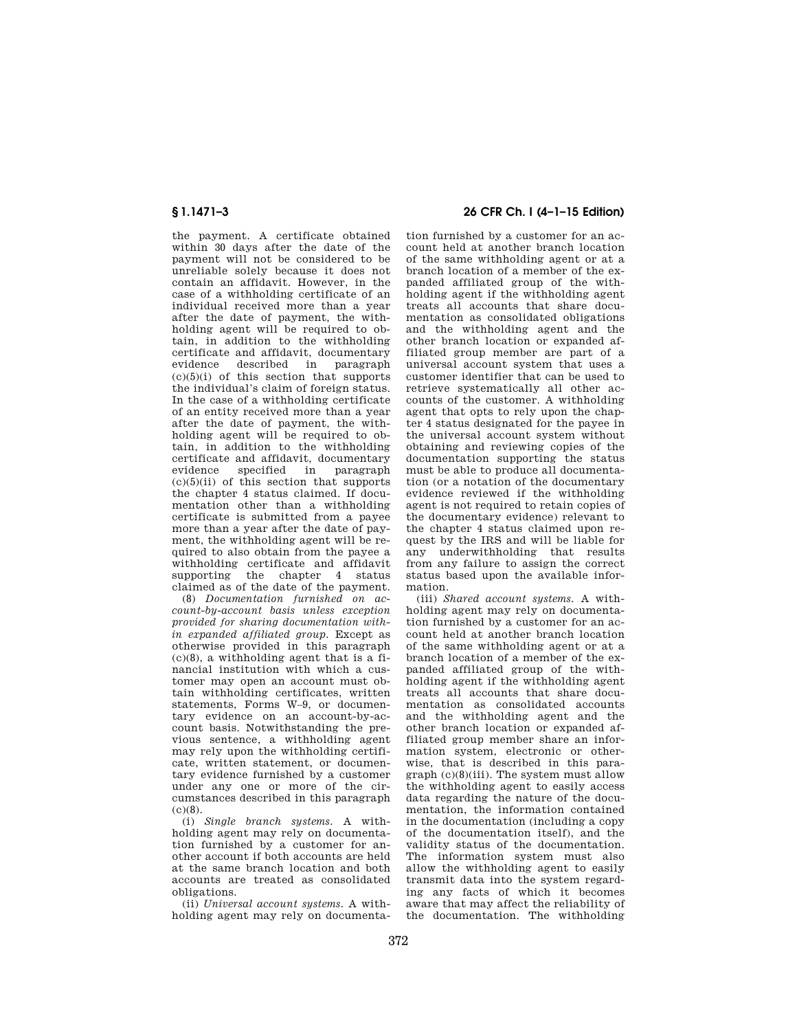the payment. A certificate obtained within 30 days after the date of the payment will not be considered to be unreliable solely because it does not contain an affidavit. However, in the case of a withholding certificate of an individual received more than a year after the date of payment, the withholding agent will be required to obtain, in addition to the withholding certificate and affidavit, documentary evidence described in paragraph (c)(5)(i) of this section that supports the individual's claim of foreign status. In the case of a withholding certificate of an entity received more than a year after the date of payment, the withholding agent will be required to obtain, in addition to the withholding certificate and affidavit, documentary evidence specified in paragraph (c)(5)(ii) of this section that supports the chapter 4 status claimed. If documentation other than a withholding certificate is submitted from a payee more than a year after the date of payment, the withholding agent will be required to also obtain from the payee a withholding certificate and affidavit supporting the chapter 4 status claimed as of the date of the payment.

(8) *Documentation furnished on account-by-account basis unless exception provided for sharing documentation within expanded affiliated group.* Except as otherwise provided in this paragraph (c)(8), a withholding agent that is a financial institution with which a customer may open an account must obtain withholding certificates, written statements, Forms W–9, or documentary evidence on an account-by-account basis. Notwithstanding the previous sentence, a withholding agent may rely upon the withholding certificate, written statement, or documentary evidence furnished by a customer under any one or more of the circumstances described in this paragraph (c)(8).

(i) *Single branch systems.* A withholding agent may rely on documentation furnished by a customer for another account if both accounts are held at the same branch location and both accounts are treated as consolidated obligations.

(ii) *Universal account systems.* A withholding agent may rely on documentation furnished by a customer for an account held at another branch location of the same withholding agent or at a branch location of a member of the expanded affiliated group of the withholding agent if the withholding agent treats all accounts that share documentation as consolidated obligations and the withholding agent and the other branch location or expanded affiliated group member are part of a universal account system that uses a customer identifier that can be used to retrieve systematically all other accounts of the customer. A withholding agent that opts to rely upon the chapter 4 status designated for the payee in the universal account system without obtaining and reviewing copies of the documentation supporting the status must be able to produce all documentation (or a notation of the documentary evidence reviewed if the withholding agent is not required to retain copies of the documentary evidence) relevant to the chapter 4 status claimed upon request by the IRS and will be liable for any underwithholding that results from any failure to assign the correct status based upon the available information.

(iii) *Shared account systems.* A withholding agent may rely on documentation furnished by a customer for an account held at another branch location of the same withholding agent or at a branch location of a member of the expanded affiliated group of the withholding agent if the withholding agent treats all accounts that share documentation as consolidated accounts and the withholding agent and the other branch location or expanded affiliated group member share an information system, electronic or otherwise, that is described in this paragraph (c)(8)(iii). The system must allow the withholding agent to easily access data regarding the nature of the documentation, the information contained in the documentation (including a copy of the documentation itself), and the validity status of the documentation. The information system must also allow the withholding agent to easily transmit data into the system regarding any facts of which it becomes aware that may affect the reliability of the documentation. The withholding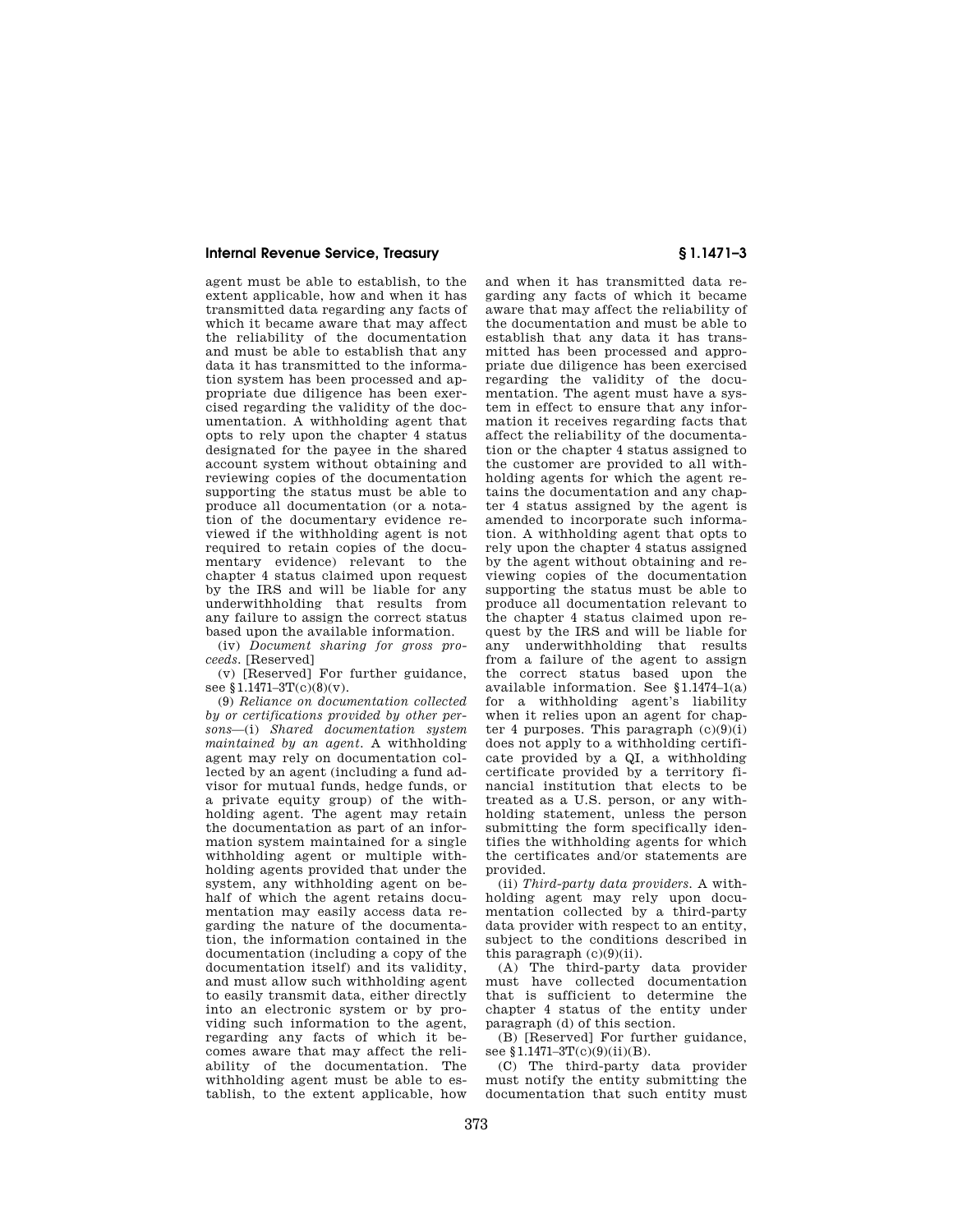agent must be able to establish, to the extent applicable, how and when it has transmitted data regarding any facts of which it became aware that may affect the reliability of the documentation and must be able to establish that any data it has transmitted to the information system has been processed and appropriate due diligence has been exercised regarding the validity of the documentation. A withholding agent that opts to rely upon the chapter 4 status designated for the payee in the shared account system without obtaining and reviewing copies of the documentation supporting the status must be able to produce all documentation (or a notation of the documentary evidence reviewed if the withholding agent is not required to retain copies of the documentary evidence) relevant to the chapter 4 status claimed upon request by the IRS and will be liable for any underwithholding that results from any failure to assign the correct status based upon the available information.

(iv) *Document sharing for gross proceeds.* [Reserved]

(v) [Reserved] For further guidance, see §1.1471–3T(c)(8)(v).

(9) *Reliance on documentation collected by or certifications provided by other persons*—(i) *Shared documentation system maintained by an agent.* A withholding agent may rely on documentation collected by an agent (including a fund advisor for mutual funds, hedge funds, or a private equity group) of the withholding agent. The agent may retain the documentation as part of an information system maintained for a single withholding agent or multiple withholding agents provided that under the system, any withholding agent on behalf of which the agent retains documentation may easily access data regarding the nature of the documentation, the information contained in the documentation (including a copy of the documentation itself) and its validity, and must allow such withholding agent to easily transmit data, either directly into an electronic system or by providing such information to the agent, regarding any facts of which it becomes aware that may affect the reliability of the documentation. The withholding agent must be able to establish, to the extent applicable, how and when it has transmitted data regarding any facts of which it became aware that may affect the reliability of the documentation and must be able to establish that any data it has transmitted has been processed and appropriate due diligence has been exercised regarding the validity of the documentation. The agent must have a system in effect to ensure that any information it receives regarding facts that affect the reliability of the documentation or the chapter 4 status assigned to the customer are provided to all withholding agents for which the agent retains the documentation and any chapter 4 status assigned by the agent is amended to incorporate such information. A withholding agent that opts to rely upon the chapter 4 status assigned by the agent without obtaining and reviewing copies of the documentation supporting the status must be able to produce all documentation relevant to the chapter 4 status claimed upon request by the IRS and will be liable for any underwithholding that results from a failure of the agent to assign the correct status based upon the available information. See §1.1474–1(a) for a withholding agent's liability when it relies upon an agent for chapter 4 purposes. This paragraph (c)(9)(i) does not apply to a withholding certificate provided by a QI, a withholding certificate provided by a territory financial institution that elects to be treated as a U.S. person, or any withholding statement, unless the person submitting the form specifically identifies the withholding agents for which the certificates and/or statements are provided.

(ii) *Third-party data providers.* A withholding agent may rely upon documentation collected by a third-party data provider with respect to an entity, subject to the conditions described in this paragraph (c)(9)(ii).

(A) The third-party data provider must have collected documentation that is sufficient to determine the chapter 4 status of the entity under paragraph (d) of this section.

(B) [Reserved] For further guidance, see §1.1471–3T(c)(9)(ii)(B).

(C) The third-party data provider must notify the entity submitting the documentation that such entity must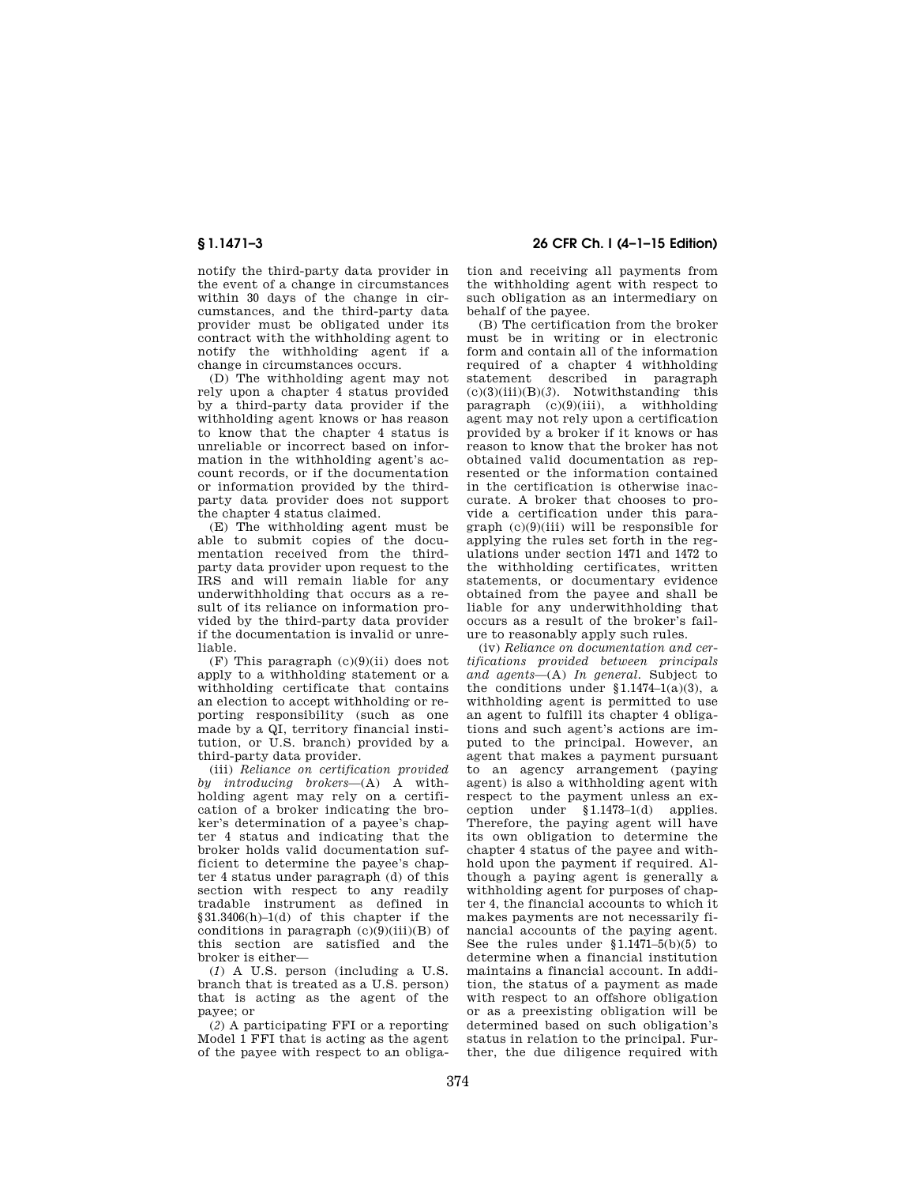notify the third-party data provider in the event of a change in circumstances within 30 days of the change in circumstances, and the third-party data provider must be obligated under its contract with the withholding agent to notify the withholding agent if a change in circumstances occurs.

(D) The withholding agent may not rely upon a chapter 4 status provided by a third-party data provider if the withholding agent knows or has reason to know that the chapter 4 status is unreliable or incorrect based on information in the withholding agent's account records, or if the documentation or information provided by the third-party data provider does not support the chapter 4 status claimed.

(E) The withholding agent must be able to submit copies of the documentation received from the third-party data provider upon request to the IRS and will remain liable for any underwithholding that occurs as a result of its reliance on information provided by the third-party data provider if the documentation is invalid or unreliable.

(F) This paragraph (c)(9)(ii) does not apply to a withholding statement or a withholding certificate that contains an election to accept withholding or reporting responsibility (such as one made by a QI, territory financial institution, or U.S. branch) provided by a third-party data provider.

(iii) *Reliance on certification provided by introducing brokers*—(A) A withholding agent may rely on a certification of a broker indicating the broker's determination of a payee's chapter 4 status and indicating that the broker holds valid documentation sufficient to determine the payee's chapter 4 status under paragraph (d) of this section with respect to any readily tradable instrument as defined in §31.3406(h)–1(d) of this chapter if the conditions in paragraph (c)(9)(iii)(B) of this section are satisfied and the broker is either—

(*1*) A U.S. person (including a U.S. branch that is treated as a U.S. person) that is acting as the agent of the payee; or

(*2*) A participating FFI or a reporting Model 1 FFI that is acting as the agent of the payee with respect to an obligation and receiving all payments from the withholding agent with respect to such obligation as an intermediary on behalf of the payee.

(B) The certification from the broker must be in writing or in electronic form and contain all of the information required of a chapter 4 withholding statement described in paragraph (c)(3)(iii)(B)(*3*). Notwithstanding this paragraph (c)(9)(iii), a withholding agent may not rely upon a certification provided by a broker if it knows or has reason to know that the broker has not obtained valid documentation as represented or the information contained in the certification is otherwise inaccurate. A broker that chooses to provide a certification under this paragraph (c)(9)(iii) will be responsible for applying the rules set forth in the regulations under section 1471 and 1472 to the withholding certificates, written statements, or documentary evidence obtained from the payee and shall be liable for any underwithholding that occurs as a result of the broker's failure to reasonably apply such rules.

(iv) *Reliance on documentation and certifications provided between principals and agents*—(A) *In general.* Subject to the conditions under §1.1474–1(a)(3), a withholding agent is permitted to use an agent to fulfill its chapter 4 obligations and such agent's actions are imputed to the principal. However, an agent that makes a payment pursuant to an agency arrangement (paying agent) is also a withholding agent with respect to the payment unless an exception under §1.1473–1(d) applies. Therefore, the paying agent will have its own obligation to determine the chapter 4 status of the payee and withhold upon the payment if required. Although a paying agent is generally a withholding agent for purposes of chapter 4, the financial accounts to which it makes payments are not necessarily financial accounts of the paying agent. See the rules under §1.1471–5(b)(5) to determine when a financial institution maintains a financial account. In addition, the status of a payment as made with respect to an offshore obligation or as a preexisting obligation will be determined based on such obligation's status in relation to the principal. Further, the due diligence required with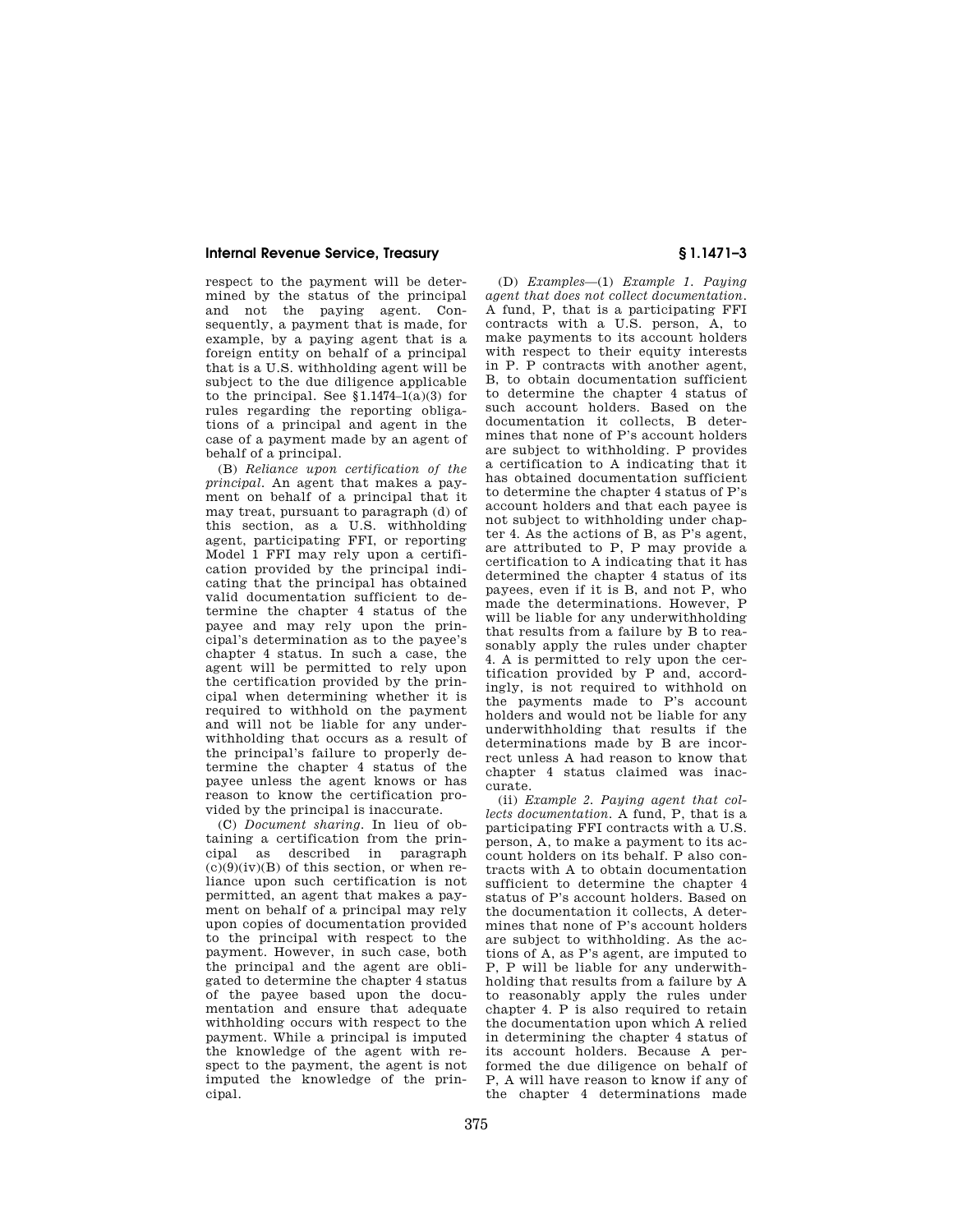respect to the payment will be determined by the status of the principal and not the paying agent. Consequently, a payment that is made, for example, by a paying agent that is a foreign entity on behalf of a principal that is a U.S. withholding agent will be subject to the due diligence applicable to the principal. See §1.1474–1(a)(3) for rules regarding the reporting obligations of a principal and agent in the case of a payment made by an agent of behalf of a principal.

(B) *Reliance upon certification of the principal.* An agent that makes a payment on behalf of a principal that it may treat, pursuant to paragraph (d) of this section, as a U.S. withholding agent, participating FFI, or reporting Model 1 FFI may rely upon a certification provided by the principal indicating that the principal has obtained valid documentation sufficient to determine the chapter 4 status of the payee and may rely upon the principal's determination as to the payee's chapter 4 status. In such a case, the agent will be permitted to rely upon the certification provided by the principal when determining whether it is required to withhold on the payment and will not be liable for any underwithholding that occurs as a result of the principal's failure to properly determine the chapter 4 status of the payee unless the agent knows or has reason to know the certification provided by the principal is inaccurate.

(C) *Document sharing.* In lieu of obtaining a certification from the principal as described in paragraph (c)(9)(iv)(B) of this section, or when reliance upon such certification is not permitted, an agent that makes a payment on behalf of a principal may rely upon copies of documentation provided to the principal with respect to the payment. However, in such case, both the principal and the agent are obligated to determine the chapter 4 status of the payee based upon the documentation and ensure that adequate withholding occurs with respect to the payment. While a principal is imputed the knowledge of the agent with respect to the payment, the agent is not imputed the knowledge of the principal.

(D) *Examples*—(1) *Example 1. Paying agent that does not collect documentation.* A fund, P, that is a participating FFI contracts with a U.S. person, A, to make payments to its account holders with respect to their equity interests in P. P contracts with another agent, B, to obtain documentation sufficient to determine the chapter 4 status of such account holders. Based on the documentation it collects, B determines that none of P's account holders are subject to withholding. P provides a certification to A indicating that it has obtained documentation sufficient to determine the chapter 4 status of P's account holders and that each payee is not subject to withholding under chapter 4. As the actions of B, as P's agent, are attributed to P, P may provide a certification to A indicating that it has determined the chapter 4 status of its payees, even if it is B, and not P, who made the determinations. However, P will be liable for any underwithholding that results from a failure by B to reasonably apply the rules under chapter 4. A is permitted to rely upon the certification provided by P and, accordingly, is not required to withhold on the payments made to P's account holders and would not be liable for any underwithholding that results if the determinations made by B are incorrect unless A had reason to know that chapter 4 status claimed was inaccurate.

(ii) *Example 2. Paying agent that collects documentation.* A fund, P, that is a participating FFI contracts with a U.S. person, A, to make a payment to its account holders on its behalf. P also contracts with A to obtain documentation sufficient to determine the chapter 4 status of P's account holders. Based on the documentation it collects, A determines that none of P's account holders are subject to withholding. As the actions of A, as P's agent, are imputed to P, P will be liable for any underwithholding that results from a failure by A to reasonably apply the rules under chapter 4. P is also required to retain the documentation upon which A relied in determining the chapter 4 status of its account holders. Because A performed the due diligence on behalf of P, A will have reason to know if any of the chapter 4 determinations made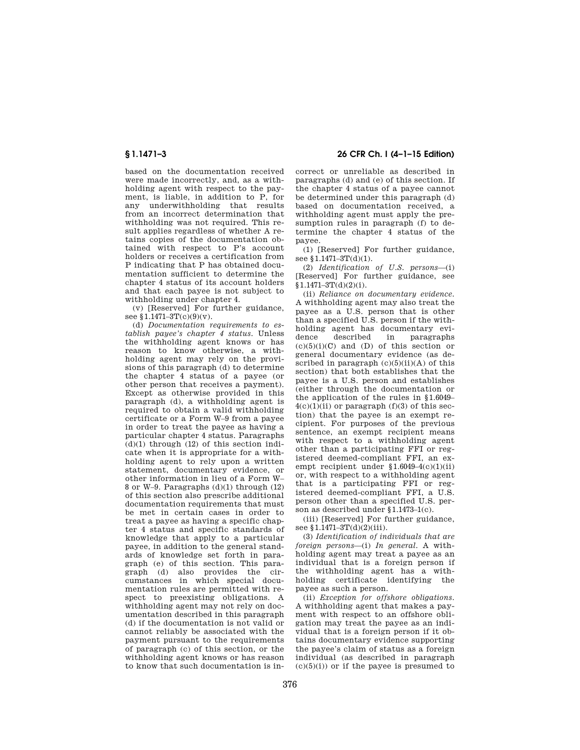based on the documentation received were made incorrectly, and, as a withholding agent with respect to the payment, is liable, in addition to P, for any underwithholding that results from an incorrect determination that withholding was not required. This result applies regardless of whether A retains copies of the documentation obtained with respect to P's account holders or receives a certification from P indicating that P has obtained documentation sufficient to determine the chapter 4 status of its account holders and that each payee is not subject to withholding under chapter 4.

(v) [Reserved] For further guidance, see §1.1471–3T(c)(9)(v).

(d) *Documentation requirements to establish payee's chapter 4 status.* Unless the withholding agent knows or has reason to know otherwise, a withholding agent may rely on the provisions of this paragraph (d) to determine the chapter 4 status of a payee (or other person that receives a payment). Except as otherwise provided in this paragraph (d), a withholding agent is required to obtain a valid withholding certificate or a Form W–9 from a payee in order to treat the payee as having a particular chapter 4 status. Paragraphs (d)(1) through (12) of this section indicate when it is appropriate for a withholding agent to rely upon a written statement, documentary evidence, or other information in lieu of a Form W–8 or W–9. Paragraphs (d)(1) through (12) of this section also prescribe additional documentation requirements that must be met in certain cases in order to treat a payee as having a specific chapter 4 status and specific standards of knowledge that apply to a particular payee, in addition to the general standards of knowledge set forth in paragraph (e) of this section. This paragraph (d) also provides the circumstances in which special documentation rules are permitted with respect to preexisting obligations. A withholding agent may not rely on documentation described in this paragraph (d) if the documentation is not valid or cannot reliably be associated with the payment pursuant to the requirements of paragraph (c) of this section, or the withholding agent knows or has reason to know that such documentation is incorrect or unreliable as described in paragraphs (d) and (e) of this section. If the chapter 4 status of a payee cannot be determined under this paragraph (d) based on documentation received, a withholding agent must apply the presumption rules in paragraph (f) to determine the chapter 4 status of the payee.

(1) [Reserved] For further guidance, see §1.1471–3T(d)(1).

(2) *Identification of U.S. persons*—(i) [Reserved] For further guidance, see §1.1471–3T(d)(2)(i).

(ii) *Reliance on documentary evidence.* A withholding agent may also treat the payee as a U.S. person that is other than a specified U.S. person if the withholding agent has documentary evidence described in paragraphs (c)(5)(i)(C) and (D) of this section or general documentary evidence (as described in paragraph (c)(5)(ii)(A) of this section) that both establishes that the payee is a U.S. person and establishes (either through the documentation or the application of the rules in §1.6049–4(c)(1)(ii) or paragraph (f)(3) of this section) that the payee is an exempt recipient. For purposes of the previous sentence, an exempt recipient means with respect to a withholding agent other than a participating FFI or registered deemed-compliant FFI, an exempt recipient under §1.6049–4(c)(1)(ii) or, with respect to a withholding agent that is a participating FFI or registered deemed-compliant FFI, a U.S. person other than a specified U.S. person as described under §1.1473–1(c).

(iii) [Reserved] For further guidance, see §1.1471–3T(d)(2)(iii).

(3) *Identification of individuals that are foreign persons*—(i) *In general.* A withholding agent may treat a payee as an individual that is a foreign person if the withholding agent has a withholding certificate identifying the payee as such a person.

(ii) *Exception for offshore obligations.* A withholding agent that makes a payment with respect to an offshore obligation may treat the payee as an individual that is a foreign person if it obtains documentary evidence supporting the payee's claim of status as a foreign individual (as described in paragraph (c)(5)(i)) or if the payee is presumed to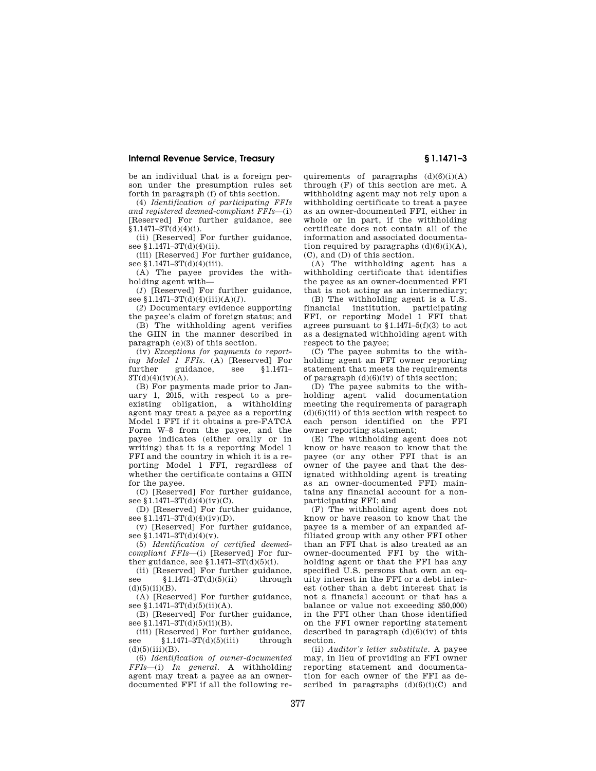be an individual that is a foreign person under the presumption rules set forth in paragraph (f) of this section.

(4) *Identification of participating FFIs and registered deemed-compliant FFIs*—(i) [Reserved] For further guidance, see §1.1471–3T(d)(4)(i).

(ii) [Reserved] For further guidance, see §1.1471–3T(d)(4)(ii).

(iii) [Reserved] For further guidance, see §1.1471–3T(d)(4)(iii).

(A) The payee provides the withholding agent with—

(*1*) [Reserved] For further guidance, see §1.1471–3T(d)(4)(iii)(A)(*1*).

(*2*) Documentary evidence supporting the payee's claim of foreign status; and

(B) The withholding agent verifies the GIIN in the manner described in paragraph (e)(3) of this section.

(iv) *Exceptions for payments to reporting Model 1 FFIs.* (A) [Reserved] For further guidance, see §1.1471–3T(d)(4)(iv)(A).

(B) For payments made prior to January 1, 2015, with respect to a preexisting obligation, a withholding agent may treat a payee as a reporting Model 1 FFI if it obtains a pre-FATCA Form W–8 from the payee, and the payee indicates (either orally or in writing) that it is a reporting Model 1 FFI and the country in which it is a reporting Model 1 FFI, regardless of whether the certificate contains a GIIN for the payee.

(C) [Reserved] For further guidance, see §1.1471–3T(d)(4)(iv)(C).

(D) [Reserved] For further guidance, see §1.1471–3T(d)(4)(iv)(D).

(v) [Reserved] For further guidance, see §1.1471–3T(d)(4)(v).

(5) *Identification of certified deemed-compliant FFIs*—(i) [Reserved] For further guidance, see §1.1471–3T(d)(5)(i).

(ii) [Reserved] For further guidance, see §1.1471–3T(d)(5)(ii) through (d)(5)(ii)(B).

(A) [Reserved] For further guidance, see §1.1471–3T(d)(5)(ii)(A).

(B) [Reserved] For further guidance, see §1.1471–3T(d)(5)(ii)(B).

(iii) [Reserved] For further guidance, see §1.1471–3T(d)(5)(iii) through (d)(5)(iii)(B).

(6) *Identification of owner-documented FFIs*—(i) *In general.* A withholding agent may treat a payee as an owner-documented FFI if all the following requirements of paragraphs (d)(6)(i)(A) through (F) of this section are met. A withholding agent may not rely upon a withholding certificate to treat a payee as an owner-documented FFI, either in whole or in part, if the withholding certificate does not contain all of the information and associated documentation required by paragraphs (d)(6)(i)(A), (C), and (D) of this section.

(A) The withholding agent has a withholding certificate that identifies the payee as an owner-documented FFI that is not acting as an intermediary;

(B) The withholding agent is a U.S. financial institution, participating FFI, or reporting Model 1 FFI that agrees pursuant to §1.1471–5(f)(3) to act as a designated withholding agent with respect to the payee;

(C) The payee submits to the withholding agent an FFI owner reporting statement that meets the requirements of paragraph (d)(6)(iv) of this section;

(D) The payee submits to the withholding agent valid documentation meeting the requirements of paragraph (d)(6)(iii) of this section with respect to each person identified on the FFI owner reporting statement;

(E) The withholding agent does not know or have reason to know that the payee (or any other FFI that is an owner of the payee and that the designated withholding agent is treating as an owner-documented FFI) maintains any financial account for a nonparticipating FFI; and

(F) The withholding agent does not know or have reason to know that the payee is a member of an expanded affiliated group with any other FFI other than an FFI that is also treated as an owner-documented FFI by the withholding agent or that the FFI has any specified U.S. persons that own an equity interest in the FFI or a debt interest (other than a debt interest that is not a financial account or that has a balance or value not exceeding $50,000) in the FFI other than those identified on the FFI owner reporting statement described in paragraph (d)(6)(iv) of this section.

(ii) *Auditor's letter substitute.* A payee may, in lieu of providing an FFI owner reporting statement and documentation for each owner of the FFI as described in paragraphs (d)(6)(i)(C) and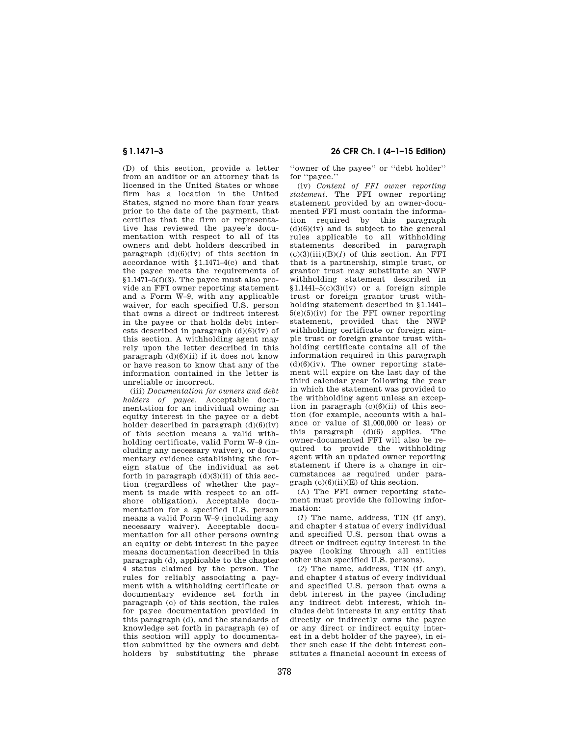(D) of this section, provide a letter from an auditor or an attorney that is licensed in the United States or whose firm has a location in the United States, signed no more than four years prior to the date of the payment, that certifies that the firm or representative has reviewed the payee's documentation with respect to all of its owners and debt holders described in paragraph (d)(6)(iv) of this section in accordance with §1.1471–4(c) and that the payee meets the requirements of §1.1471–5(f)(3). The payee must also provide an FFI owner reporting statement and a Form W–9, with any applicable waiver, for each specified U.S. person that owns a direct or indirect interest in the payee or that holds debt interests described in paragraph (d)(6)(iv) of this section. A withholding agent may rely upon the letter described in this paragraph (d)(6)(ii) if it does not know or have reason to know that any of the information contained in the letter is unreliable or incorrect.

(iii) *Documentation for owners and debt holders of payee.* Acceptable documentation for an individual owning an equity interest in the payee or a debt holder described in paragraph (d)(6)(iv) of this section means a valid withholding certificate, valid Form W–9 (including any necessary waiver), or documentary evidence establishing the foreign status of the individual as set forth in paragraph (d)(3)(ii) of this section (regardless of whether the payment is made with respect to an offshore obligation). Acceptable documentation for a specified U.S. person means a valid Form W–9 (including any necessary waiver). Acceptable documentation for all other persons owning an equity or debt interest in the payee means documentation described in this paragraph (d), applicable to the chapter 4 status claimed by the person. The rules for reliably associating a payment with a withholding certificate or documentary evidence set forth in paragraph (c) of this section, the rules for payee documentation provided in this paragraph (d), and the standards of knowledge set forth in paragraph (e) of this section will apply to documentation submitted by the owners and debt holders by substituting the phrase "owner of the payee" or "debt holder" for "payee."

(iv) *Content of FFI owner reporting statement.* The FFI owner reporting statement provided by an owner-documented FFI must contain the information required by this paragraph (d)(6)(iv) and is subject to the general rules applicable to all withholding statements described in paragraph (c)(3)(iii)(B)(*1*) of this section. An FFI that is a partnership, simple trust, or grantor trust may substitute an NWP withholding statement described in §1.1441–5(c)(3)(iv) or a foreign simple trust or foreign grantor trust withholding statement described in §1.1441–5(e)(5)(iv) for the FFI owner reporting statement, provided that the NWP withholding certificate or foreign simple trust or foreign grantor trust withholding certificate contains all of the information required in this paragraph (d)(6)(iv). The owner reporting statement will expire on the last day of the third calendar year following the year in which the statement was provided to the withholding agent unless an exception in paragraph (c)(6)(ii) of this section (for example, accounts with a balance or value of $1,000,000 or less) or this paragraph (d)(6) applies. The owner-documented FFI will also be required to provide the withholding agent with an updated owner reporting statement if there is a change in circumstances as required under paragraph (c)(6)(ii)(E) of this section.

(A) The FFI owner reporting statement must provide the following information:

(*1*) The name, address, TIN (if any), and chapter 4 status of every individual and specified U.S. person that owns a direct or indirect equity interest in the payee (looking through all entities other than specified U.S. persons).

(*2*) The name, address, TIN (if any), and chapter 4 status of every individual and specified U.S. person that owns a debt interest in the payee (including any indirect debt interest, which includes debt interests in any entity that directly or indirectly owns the payee or any direct or indirect equity interest in a debt holder of the payee), in either such case if the debt interest constitutes a financial account in excess of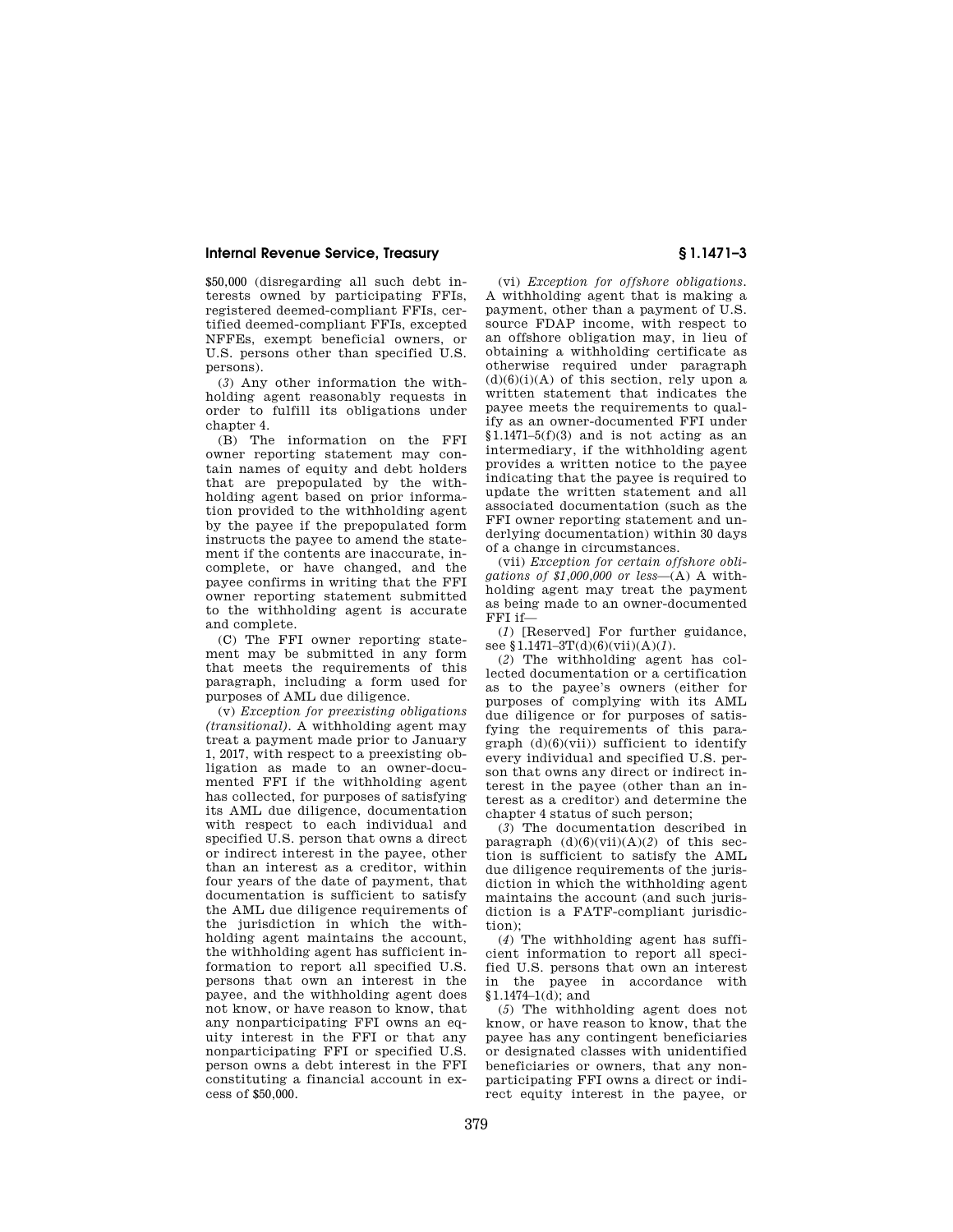$50,000 (disregarding all such debt interests owned by participating FFIs, registered deemed-compliant FFIs, certified deemed-compliant FFIs, excepted NFFEs, exempt beneficial owners, or U.S. persons other than specified U.S. persons).

(*3*) Any other information the withholding agent reasonably requests in order to fulfill its obligations under chapter 4.

(B) The information on the FFI owner reporting statement may contain names of equity and debt holders that are prepopulated by the withholding agent based on prior information provided to the withholding agent by the payee if the prepopulated form instructs the payee to amend the statement if the contents are inaccurate, incomplete, or have changed, and the payee confirms in writing that the FFI owner reporting statement submitted to the withholding agent is accurate and complete.

(C) The FFI owner reporting statement may be submitted in any form that meets the requirements of this paragraph, including a form used for purposes of AML due diligence.

(v) *Exception for preexisting obligations (transitional).* A withholding agent may treat a payment made prior to January 1, 2017, with respect to a preexisting obligation as made to an owner-documented FFI if the withholding agent has collected, for purposes of satisfying its AML due diligence, documentation with respect to each individual and specified U.S. person that owns a direct or indirect interest in the payee, other than an interest as a creditor, within four years of the date of payment, that documentation is sufficient to satisfy the AML due diligence requirements of the jurisdiction in which the withholding agent maintains the account, the withholding agent has sufficient information to report all specified U.S. persons that own an interest in the payee, and the withholding agent does not know, or have reason to know, that any nonparticipating FFI owns an equity interest in the FFI or that any nonparticipating FFI or specified U.S. person owns a debt interest in the FFI constituting a financial account in excess of $50,000.

(vi) *Exception for offshore obligations.* A withholding agent that is making a payment, other than a payment of U.S. source FDAP income, with respect to an offshore obligation may, in lieu of obtaining a withholding certificate as otherwise required under paragraph (d)(6)(i)(A) of this section, rely upon a written statement that indicates the payee meets the requirements to qualify as an owner-documented FFI under §1.1471–5(f)(3) and is not acting as an intermediary, if the withholding agent provides a written notice to the payee indicating that the payee is required to update the written statement and all associated documentation (such as the FFI owner reporting statement and underlying documentation) within 30 days of a change in circumstances.

(vii) *Exception for certain offshore obligations of $1,000,000 or less*—(A) A withholding agent may treat the payment as being made to an owner-documented FFI if—

(*1*) [Reserved] For further guidance, see §1.1471–3T(d)(6)(vii)(A)(*1*).

(*2*) The withholding agent has collected documentation or a certification as to the payee's owners (either for purposes of complying with its AML due diligence or for purposes of satisfying the requirements of this paragraph (d)(6)(vii)) sufficient to identify every individual and specified U.S. person that owns any direct or indirect interest in the payee (other than an interest as a creditor) and determine the chapter 4 status of such person;

(*3*) The documentation described in paragraph (d)(6)(vii)(A)(*2*) of this section is sufficient to satisfy the AML due diligence requirements of the jurisdiction in which the withholding agent maintains the account (and such jurisdiction is a FATF-compliant jurisdiction);

(*4*) The withholding agent has sufficient information to report all specified U.S. persons that own an interest in the payee in accordance with §1.1474–1(d); and

(*5*) The withholding agent does not know, or have reason to know, that the payee has any contingent beneficiaries or designated classes with unidentified beneficiaries or owners, that any nonparticipating FFI owns a direct or indirect equity interest in the payee, or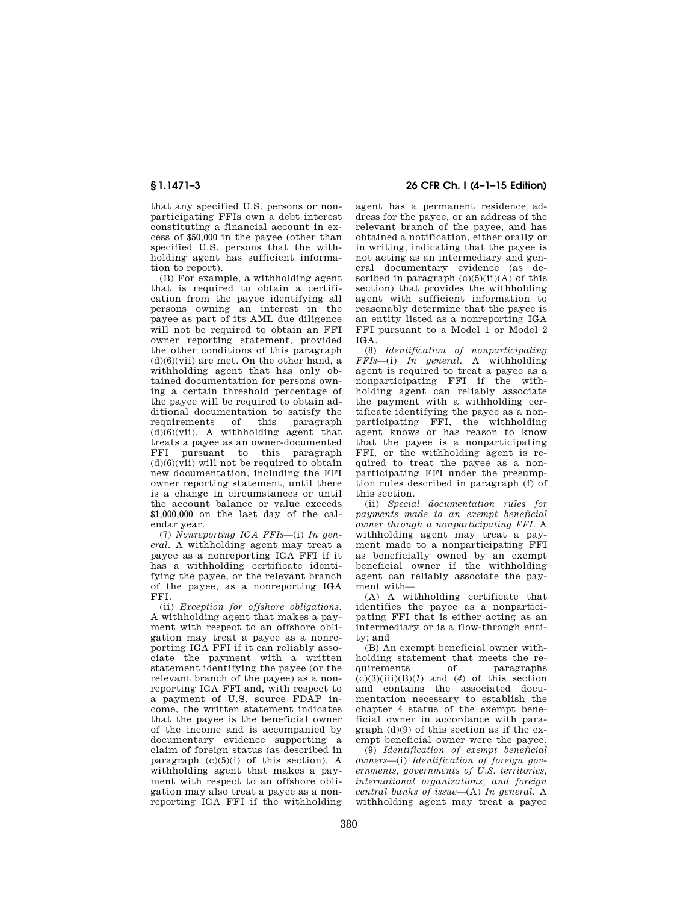that any specified U.S. persons or nonparticipating FFIs own a debt interest constituting a financial account in excess of $50,000 in the payee (other than specified U.S. persons that the withholding agent has sufficient information to report).

(B) For example, a withholding agent that is required to obtain a certification from the payee identifying all persons owning an interest in the payee as part of its AML due diligence will not be required to obtain an FFI owner reporting statement, provided the other conditions of this paragraph (d)(6)(vii) are met. On the other hand, a withholding agent that has only obtained documentation for persons owning a certain threshold percentage of the payee will be required to obtain additional documentation to satisfy the requirements of this paragraph (d)(6)(vii). A withholding agent that treats a payee as an owner-documented FFI pursuant to this paragraph (d)(6)(vii) will not be required to obtain new documentation, including the FFI owner reporting statement, until there is a change in circumstances or until the account balance or value exceeds $1,000,000 on the last day of the calendar year.

(7) *Nonreporting IGA FFIs*—(i) *In general.* A withholding agent may treat a payee as a nonreporting IGA FFI if it has a withholding certificate identifying the payee, or the relevant branch of the payee, as a nonreporting IGA FFI.

(ii) *Exception for offshore obligations.* A withholding agent that makes a payment with respect to an offshore obligation may treat a payee as a nonreporting IGA FFI if it can reliably associate the payment with a written statement identifying the payee (or the relevant branch of the payee) as a nonreporting IGA FFI and, with respect to a payment of U.S. source FDAP income, the written statement indicates that the payee is the beneficial owner of the income and is accompanied by documentary evidence supporting a claim of foreign status (as described in paragraph (c)(5)(i) of this section). A withholding agent that makes a payment with respect to an offshore obligation may also treat a payee as a nonreporting IGA FFI if the withholding agent has a permanent residence address for the payee, or an address of the relevant branch of the payee, and has obtained a notification, either orally or in writing, indicating that the payee is not acting as an intermediary and general documentary evidence (as described in paragraph (c)(5)(ii)(A) of this section) that provides the withholding agent with sufficient information to reasonably determine that the payee is an entity listed as a nonreporting IGA FFI pursuant to a Model 1 or Model 2 IGA.

(8) *Identification of nonparticipating FFIs*—(i) *In general.* A withholding agent is required to treat a payee as a nonparticipating FFI if the withholding agent can reliably associate the payment with a withholding certificate identifying the payee as a nonparticipating FFI, the withholding agent knows or has reason to know that the payee is a nonparticipating FFI, or the withholding agent is required to treat the payee as a nonparticipating FFI under the presumption rules described in paragraph (f) of this section.

(ii) *Special documentation rules for payments made to an exempt beneficial owner through a nonparticipating FFI.* A withholding agent may treat a payment made to a nonparticipating FFI as beneficially owned by an exempt beneficial owner if the withholding agent can reliably associate the payment with—

(A) A withholding certificate that identifies the payee as a nonparticipating FFI that is either acting as an intermediary or is a flow-through entity; and

(B) An exempt beneficial owner withholding statement that meets the requirements of paragraphs (c)(3)(iii)(B)(*1*) and (*4*) of this section and contains the associated documentation necessary to establish the chapter 4 status of the exempt beneficial owner in accordance with paragraph (d)(9) of this section as if the exempt beneficial owner were the payee.

(9) *Identification of exempt beneficial owners*—(i) *Identification of foreign governments, governments of U.S. territories, international organizations, and foreign central banks of issue*—(A) *In general.* A withholding agent may treat a payee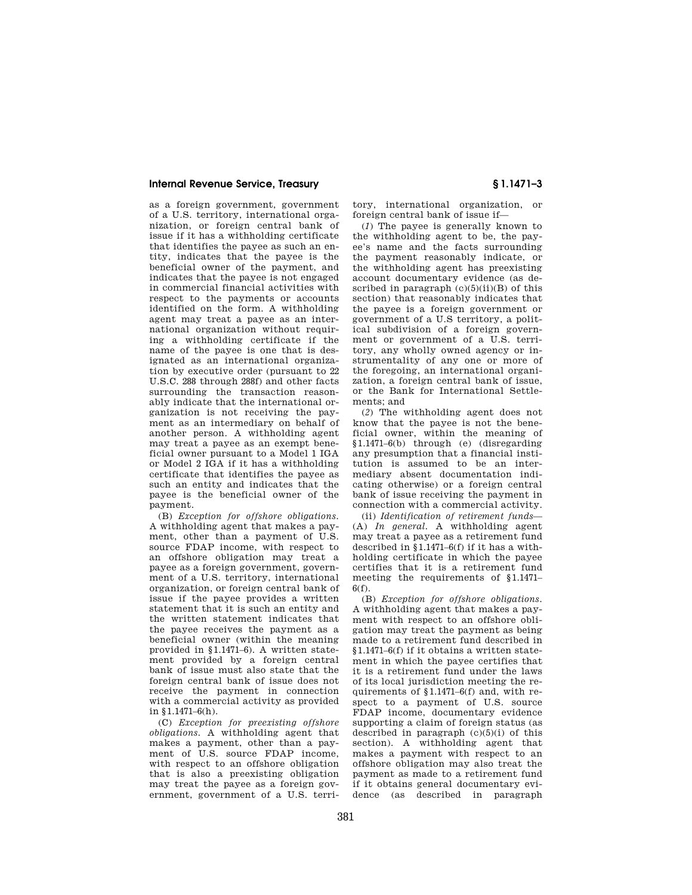as a foreign government, government of a U.S. territory, international organization, or foreign central bank of issue if it has a withholding certificate that identifies the payee as such an entity, indicates that the payee is the beneficial owner of the payment, and indicates that the payee is not engaged in commercial financial activities with respect to the payments or accounts identified on the form. A withholding agent may treat a payee as an international organization without requiring a withholding certificate if the name of the payee is one that is designated as an international organization by executive order (pursuant to 22 U.S.C. 288 through 288f) and other facts surrounding the transaction reasonably indicate that the international organization is not receiving the payment as an intermediary on behalf of another person. A withholding agent may treat a payee as an exempt beneficial owner pursuant to a Model 1 IGA or Model 2 IGA if it has a withholding certificate that identifies the payee as such an entity and indicates that the payee is the beneficial owner of the payment.

(B) *Exception for offshore obligations.* A withholding agent that makes a payment, other than a payment of U.S. source FDAP income, with respect to an offshore obligation may treat a payee as a foreign government, government of a U.S. territory, international organization, or foreign central bank of issue if the payee provides a written statement that it is such an entity and the written statement indicates that the payee receives the payment as a beneficial owner (within the meaning provided in §1.1471–6). A written statement provided by a foreign central bank of issue must also state that the foreign central bank of issue does not receive the payment in connection with a commercial activity as provided in §1.1471–6(h).

(C) *Exception for preexisting offshore obligations.* A withholding agent that makes a payment, other than a payment of U.S. source FDAP income, with respect to an offshore obligation that is also a preexisting obligation may treat the payee as a foreign government, government of a U.S. territory, international organization, or foreign central bank of issue if—

(*1*) The payee is generally known to the withholding agent to be, the payee's name and the facts surrounding the payment reasonably indicate, or the withholding agent has preexisting account documentary evidence (as described in paragraph (c)(5)(ii)(B) of this section) that reasonably indicates that the payee is a foreign government or government of a U.S territory, a political subdivision of a foreign government or government of a U.S. territory, any wholly owned agency or instrumentality of any one or more of the foregoing, an international organization, a foreign central bank of issue, or the Bank for International Settlements; and

(*2*) The withholding agent does not know that the payee is not the beneficial owner, within the meaning of §1.1471–6(b) through (e) (disregarding any presumption that a financial institution is assumed to be an intermediary absent documentation indicating otherwise) or a foreign central bank of issue receiving the payment in connection with a commercial activity.

(ii) *Identification of retirement funds*—(A) *In general.* A withholding agent may treat a payee as a retirement fund described in §1.1471–6(f) if it has a withholding certificate in which the payee certifies that it is a retirement fund meeting the requirements of §1.1471–6(f).

(B) *Exception for offshore obligations.* A withholding agent that makes a payment with respect to an offshore obligation may treat the payment as being made to a retirement fund described in §1.1471–6(f) if it obtains a written statement in which the payee certifies that it is a retirement fund under the laws of its local jurisdiction meeting the requirements of §1.1471–6(f) and, with respect to a payment of U.S. source FDAP income, documentary evidence supporting a claim of foreign status (as described in paragraph (c)(5)(i) of this section). A withholding agent that makes a payment with respect to an offshore obligation may also treat the payment as made to a retirement fund if it obtains general documentary evidence (as described in paragraph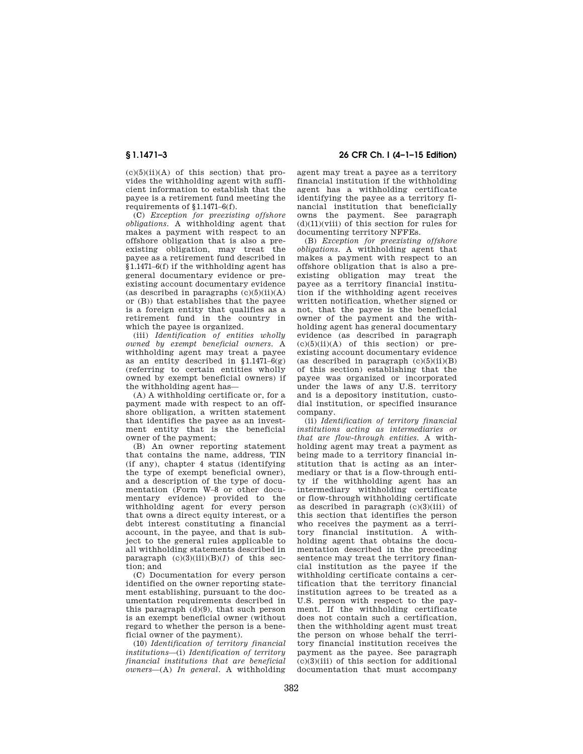(c)(5)(ii)(A) of this section) that provides the withholding agent with sufficient information to establish that the payee is a retirement fund meeting the requirements of §1.1471–6(f).

(C) *Exception for preexisting offshore obligations.* A withholding agent that makes a payment with respect to an offshore obligation that is also a preexisting obligation, may treat the payee as a retirement fund described in §1.1471–6(f) if the withholding agent has general documentary evidence or preexisting account documentary evidence (as described in paragraphs (c)(5)(ii)(A) or (B)) that establishes that the payee is a foreign entity that qualifies as a retirement fund in the country in which the payee is organized.

(iii) *Identification of entities wholly owned by exempt beneficial owners.* A withholding agent may treat a payee as an entity described in §1.1471–6(g) (referring to certain entities wholly owned by exempt beneficial owners) if the withholding agent has—

(A) A withholding certificate or, for a payment made with respect to an offshore obligation, a written statement that identifies the payee as an investment entity that is the beneficial owner of the payment;

(B) An owner reporting statement that contains the name, address, TIN (if any), chapter 4 status (identifying the type of exempt beneficial owner), and a description of the type of documentation (Form W–8 or other documentary evidence) provided to the withholding agent for every person that owns a direct equity interest, or a debt interest constituting a financial account, in the payee, and that is subject to the general rules applicable to all withholding statements described in paragraph (c)(3)(iii)(B)(*1*) of this section; and

(C) Documentation for every person identified on the owner reporting statement establishing, pursuant to the documentation requirements described in this paragraph (d)(9), that such person is an exempt beneficial owner (without regard to whether the person is a beneficial owner of the payment).

(10) *Identification of territory financial institutions*—(i) *Identification of territory financial institutions that are beneficial owners*—(A) *In general.* A withholding agent may treat a payee as a territory financial institution if the withholding agent has a withholding certificate identifying the payee as a territory financial institution that beneficially owns the payment. See paragraph (d)(11)(viii) of this section for rules for documenting territory NFFEs.

(B) *Exception for preexisting offshore obligations.* A withholding agent that makes a payment with respect to an offshore obligation that is also a preexisting obligation may treat the payee as a territory financial institution if the withholding agent receives written notification, whether signed or not, that the payee is the beneficial owner of the payment and the withholding agent has general documentary evidence (as described in paragraph (c)(5)(ii)(A) of this section) or preexisting account documentary evidence (as described in paragraph (c)(5)(ii)(B) of this section) establishing that the payee was organized or incorporated under the laws of any U.S. territory and is a depository institution, custodial institution, or specified insurance company.

(ii) *Identification of territory financial institutions acting as intermediaries or that are flow-through entities.* A withholding agent may treat a payment as being made to a territory financial institution that is acting as an intermediary or that is a flow-through entity if the withholding agent has an intermediary withholding certificate or flow-through withholding certificate as described in paragraph (c)(3)(iii) of this section that identifies the person who receives the payment as a territory financial institution. A withholding agent that obtains the documentation described in the preceding sentence may treat the territory financial institution as the payee if the withholding certificate contains a certification that the territory financial institution agrees to be treated as a U.S. person with respect to the payment. If the withholding certificate does not contain such a certification, then the withholding agent must treat the person on whose behalf the territory financial institution receives the payment as the payee. See paragraph (c)(3)(iii) of this section for additional documentation that must accompany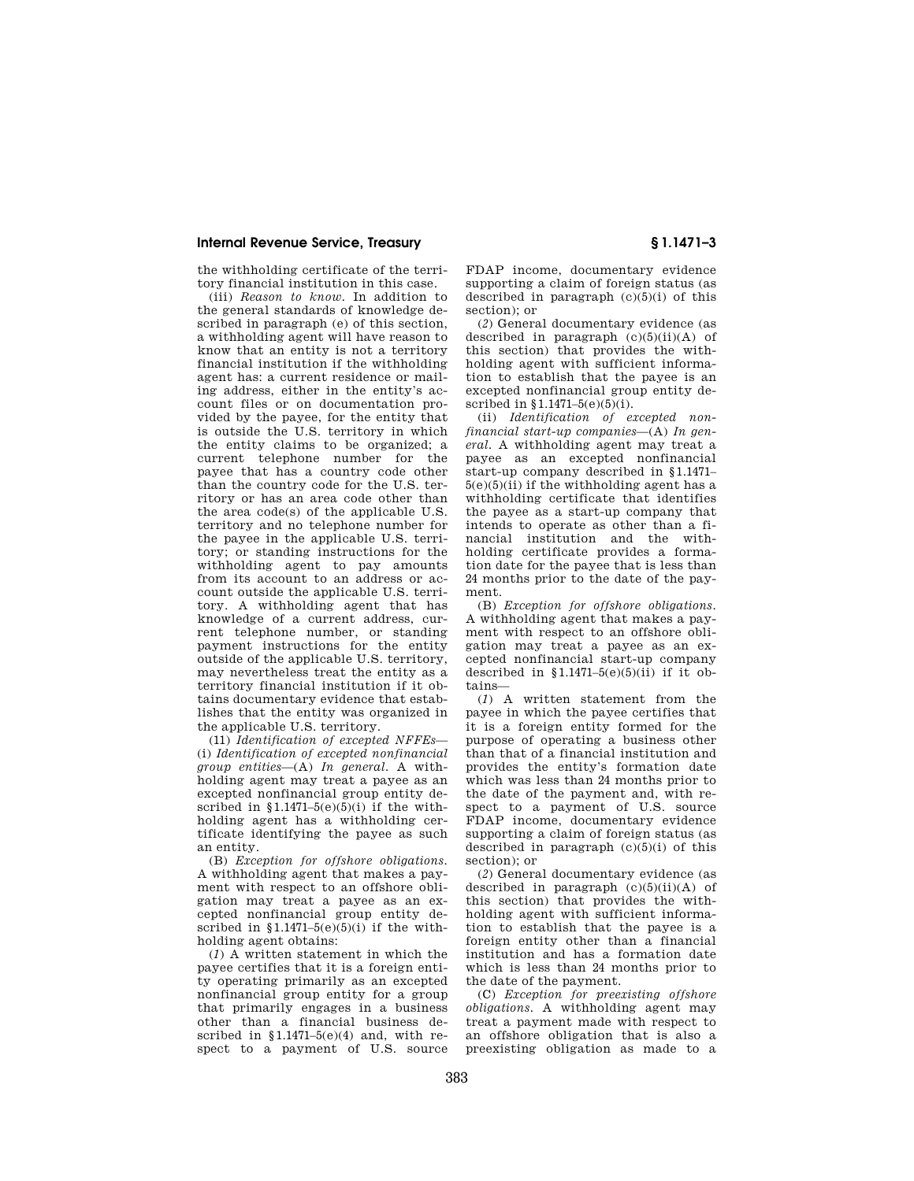the withholding certificate of the territory financial institution in this case.

(iii) *Reason to know.* In addition to the general standards of knowledge described in paragraph (e) of this section, a withholding agent will have reason to know that an entity is not a territory financial institution if the withholding agent has: a current residence or mailing address, either in the entity's account files or on documentation provided by the payee, for the entity that is outside the U.S. territory in which the entity claims to be organized; a current telephone number for the payee that has a country code other than the country code for the U.S. territory or has an area code other than the area code(s) of the applicable U.S. territory and no telephone number for the payee in the applicable U.S. territory; or standing instructions for the withholding agent to pay amounts from its account to an address or account outside the applicable U.S. territory. A withholding agent that has knowledge of a current address, current telephone number, or standing payment instructions for the entity outside of the applicable U.S. territory, may nevertheless treat the entity as a territory financial institution if it obtains documentary evidence that establishes that the entity was organized in the applicable U.S. territory.

(11) *Identification of excepted NFFEs*—(i) *Identification of excepted nonfinancial group entities*—(A) *In general.* A withholding agent may treat a payee as an excepted nonfinancial group entity described in §1.1471–5(e)(5)(i) if the withholding agent has a withholding certificate identifying the payee as such an entity.

(B) *Exception for offshore obligations.* A withholding agent that makes a payment with respect to an offshore obligation may treat a payee as an excepted nonfinancial group entity described in §1.1471–5(e)(5)(i) if the withholding agent obtains:

(*1*) A written statement in which the payee certifies that it is a foreign entity operating primarily as an excepted nonfinancial group entity for a group that primarily engages in a business other than a financial business described in §1.1471–5(e)(4) and, with respect to a payment of U.S. source FDAP income, documentary evidence supporting a claim of foreign status (as described in paragraph (c)(5)(i) of this section); or

(*2*) General documentary evidence (as described in paragraph (c)(5)(ii)(A) of this section) that provides the withholding agent with sufficient information to establish that the payee is an excepted nonfinancial group entity described in §1.1471–5(e)(5)(i).

(ii) *Identification of excepted nonfinancial start-up companies*—(A) *In general.* A withholding agent may treat a payee as an excepted nonfinancial start-up company described in §1.1471–5(e)(5)(ii) if the withholding agent has a withholding certificate that identifies the payee as a start-up company that intends to operate as other than a financial institution and the withholding certificate provides a formation date for the payee that is less than 24 months prior to the date of the payment.

(B) *Exception for offshore obligations.* A withholding agent that makes a payment with respect to an offshore obligation may treat a payee as an excepted nonfinancial start-up company described in §1.1471–5(e)(5)(ii) if it obtains—

(*1*) A written statement from the payee in which the payee certifies that it is a foreign entity formed for the purpose of operating a business other than that of a financial institution and provides the entity's formation date which was less than 24 months prior to the date of the payment and, with respect to a payment of U.S. source FDAP income, documentary evidence supporting a claim of foreign status (as described in paragraph (c)(5)(i) of this section); or

(*2*) General documentary evidence (as described in paragraph (c)(5)(ii)(A) of this section) that provides the withholding agent with sufficient information to establish that the payee is a foreign entity other than a financial institution and has a formation date which is less than 24 months prior to the date of the payment.

(C) *Exception for preexisting offshore obligations.* A withholding agent may treat a payment made with respect to an offshore obligation that is also a preexisting obligation as made to a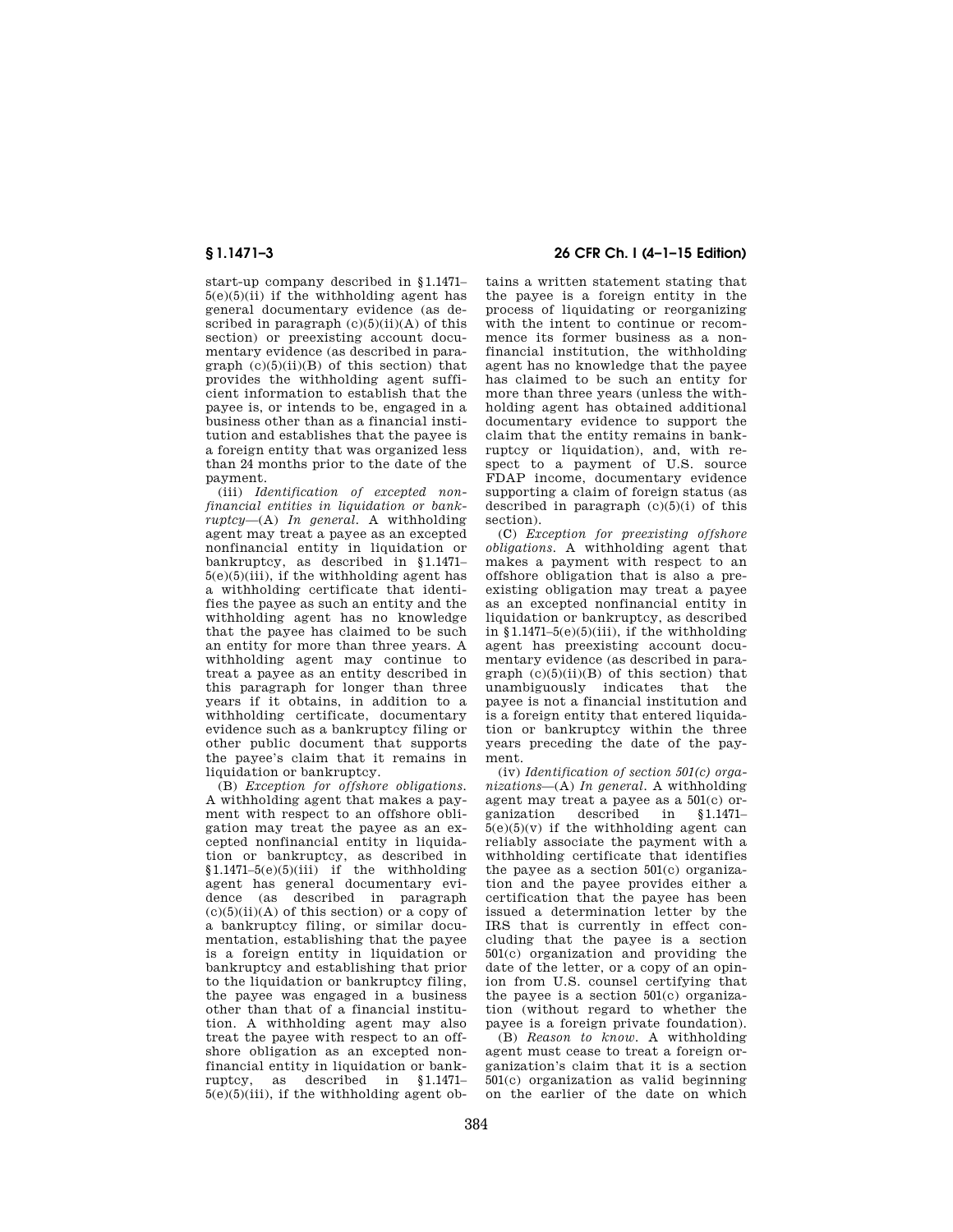start-up company described in §1.1471–5(e)(5)(ii) if the withholding agent has general documentary evidence (as described in paragraph (c)(5)(ii)(A) of this section) or preexisting account documentary evidence (as described in paragraph (c)(5)(ii)(B) of this section) that provides the withholding agent sufficient information to establish that the payee is, or intends to be, engaged in a business other than as a financial institution and establishes that the payee is a foreign entity that was organized less than 24 months prior to the date of the payment.

(iii) *Identification of excepted nonfinancial entities in liquidation or bankruptcy*—(A) *In general.* A withholding agent may treat a payee as an excepted nonfinancial entity in liquidation or bankruptcy, as described in §1.1471–5(e)(5)(iii), if the withholding agent has a withholding certificate that identifies the payee as such an entity and the withholding agent has no knowledge that the payee has claimed to be such an entity for more than three years. A withholding agent may continue to treat a payee as an entity described in this paragraph for longer than three years if it obtains, in addition to a withholding certificate, documentary evidence such as a bankruptcy filing or other public document that supports the payee's claim that it remains in liquidation or bankruptcy.

(B) *Exception for offshore obligations.* A withholding agent that makes a payment with respect to an offshore obligation may treat the payee as an excepted nonfinancial entity in liquidation or bankruptcy, as described in §1.1471–5(e)(5)(iii) if the withholding agent has general documentary evidence (as described in paragraph (c)(5)(ii)(A) of this section) or a copy of a bankruptcy filing, or similar documentation, establishing that the payee is a foreign entity in liquidation or bankruptcy and establishing that prior to the liquidation or bankruptcy filing, the payee was engaged in a business other than that of a financial institution. A withholding agent may also treat the payee with respect to an offshore obligation as an excepted nonfinancial entity in liquidation or bankruptcy, as described in §1.1471–5(e)(5)(iii), if the withholding agent obtains a written statement stating that the payee is a foreign entity in the process of liquidating or reorganizing with the intent to continue or recommence its former business as a nonfinancial institution, the withholding agent has no knowledge that the payee has claimed to be such an entity for more than three years (unless the withholding agent has obtained additional documentary evidence to support the claim that the entity remains in bankruptcy or liquidation), and, with respect to a payment of U.S. source FDAP income, documentary evidence supporting a claim of foreign status (as described in paragraph (c)(5)(i) of this section).

(C) *Exception for preexisting offshore obligations.* A withholding agent that makes a payment with respect to an offshore obligation that is also a preexisting obligation may treat a payee as an excepted nonfinancial entity in liquidation or bankruptcy, as described in §1.1471–5(e)(5)(iii), if the withholding agent has preexisting account documentary evidence (as described in paragraph (c)(5)(ii)(B) of this section) that unambiguously indicates that the payee is not a financial institution and is a foreign entity that entered liquidation or bankruptcy within the three years preceding the date of the payment.

(iv) *Identification of section 501(c) organizations*—(A) *In general.* A withholding agent may treat a payee as a 501(c) organization described in §1.1471–5(e)(5)(v) if the withholding agent can reliably associate the payment with a withholding certificate that identifies the payee as a section 501(c) organization and the payee provides either a certification that the payee has been issued a determination letter by the IRS that is currently in effect concluding that the payee is a section 501(c) organization and providing the date of the letter, or a copy of an opinion from U.S. counsel certifying that the payee is a section 501(c) organization (without regard to whether the payee is a foreign private foundation).

(B) *Reason to know.* A withholding agent must cease to treat a foreign organization's claim that it is a section 501(c) organization as valid beginning on the earlier of the date on which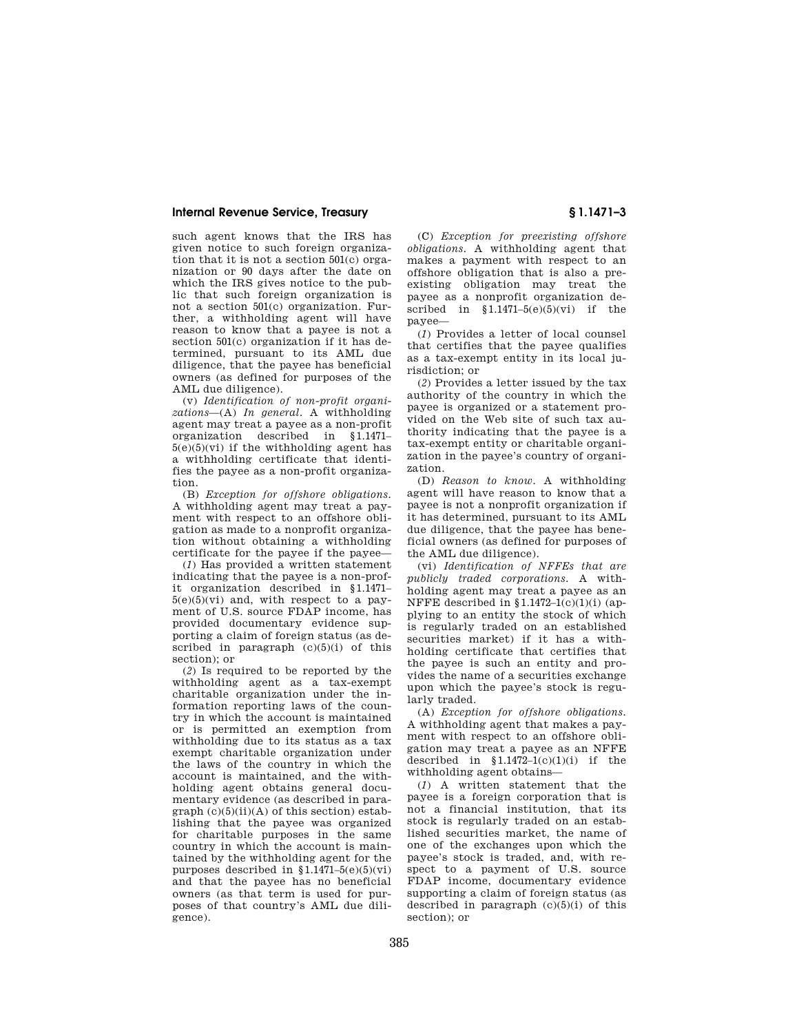such agent knows that the IRS has given notice to such foreign organization that it is not a section 501(c) organization or 90 days after the date on which the IRS gives notice to the public that such foreign organization is not a section 501(c) organization. Further, a withholding agent will have reason to know that a payee is not a section 501(c) organization if it has determined, pursuant to its AML due diligence, that the payee has beneficial owners (as defined for purposes of the AML due diligence).

(v) *Identification of non-profit organizations*—(A) *In general.* A withholding agent may treat a payee as a non-profit organization described in §1.1471–5(e)(5)(vi) if the withholding agent has a withholding certificate that identifies the payee as a non-profit organization.

(B) *Exception for offshore obligations.* A withholding agent may treat a payment with respect to an offshore obligation as made to a nonprofit organization without obtaining a withholding certificate for the payee if the payee—

(*1*) Has provided a written statement indicating that the payee is a non-profit organization described in §1.1471–5(e)(5)(vi) and, with respect to a payment of U.S. source FDAP income, has provided documentary evidence supporting a claim of foreign status (as described in paragraph (c)(5)(i) of this section); or

(*2*) Is required to be reported by the withholding agent as a tax-exempt charitable organization under the information reporting laws of the country in which the account is maintained or is permitted an exemption from withholding due to its status as a tax exempt charitable organization under the laws of the country in which the account is maintained, and the withholding agent obtains general documentary evidence (as described in paragraph (c)(5)(ii)(A) of this section) establishing that the payee was organized for charitable purposes in the same country in which the account is maintained by the withholding agent for the purposes described in §1.1471–5(e)(5)(vi) and that the payee has no beneficial owners (as that term is used for purposes of that country's AML due diligence).

(C) *Exception for preexisting offshore obligations.* A withholding agent that makes a payment with respect to an offshore obligation that is also a preexisting obligation may treat the payee as a nonprofit organization described in §1.1471–5(e)(5)(vi) if the payee—

(*1*) Provides a letter of local counsel that certifies that the payee qualifies as a tax-exempt entity in its local jurisdiction; or

(*2*) Provides a letter issued by the tax authority of the country in which the payee is organized or a statement provided on the Web site of such tax authority indicating that the payee is a tax-exempt entity or charitable organization in the payee's country of organization.

(D) *Reason to know.* A withholding agent will have reason to know that a payee is not a nonprofit organization if it has determined, pursuant to its AML due diligence, that the payee has beneficial owners (as defined for purposes of the AML due diligence).

(vi) *Identification of NFFEs that are publicly traded corporations.* A withholding agent may treat a payee as an NFFE described in §1.1472–1(c)(1)(i) (applying to an entity the stock of which is regularly traded on an established securities market) if it has a withholding certificate that certifies that the payee is such an entity and provides the name of a securities exchange upon which the payee's stock is regularly traded.

(A) *Exception for offshore obligations.* A withholding agent that makes a payment with respect to an offshore obligation may treat a payee as an NFFE described in §1.1472–1(c)(1)(i) if the withholding agent obtains—

(*1*) A written statement that the payee is a foreign corporation that is not a financial institution, that its stock is regularly traded on an established securities market, the name of one of the exchanges upon which the payee's stock is traded, and, with respect to a payment of U.S. source FDAP income, documentary evidence supporting a claim of foreign status (as described in paragraph (c)(5)(i) of this section); or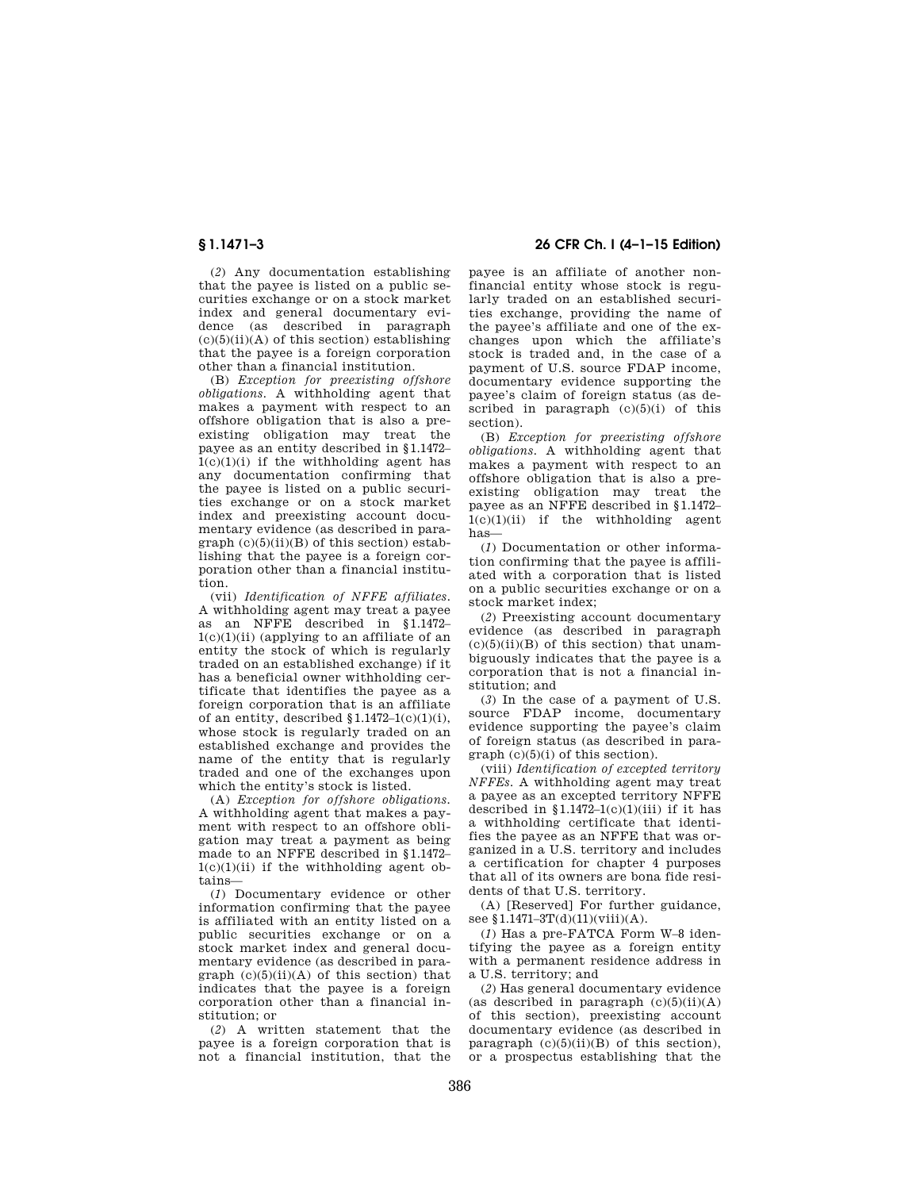(*2*) Any documentation establishing that the payee is listed on a public securities exchange or on a stock market index and general documentary evidence (as described in paragraph (c)(5)(ii)(A) of this section) establishing that the payee is a foreign corporation other than a financial institution.

(B) *Exception for preexisting offshore obligations.* A withholding agent that makes a payment with respect to an offshore obligation that is also a preexisting obligation may treat the payee as an entity described in §1.1472–1(c)(1)(i) if the withholding agent has any documentation confirming that the payee is listed on a public securities exchange or on a stock market index and preexisting account documentary evidence (as described in paragraph (c)(5)(ii)(B) of this section) establishing that the payee is a foreign corporation other than a financial institution.

(vii) *Identification of NFFE affiliates.* A withholding agent may treat a payee as an NFFE described in §1.1472–1(c)(1)(ii) (applying to an affiliate of an entity the stock of which is regularly traded on an established exchange) if it has a beneficial owner withholding certificate that identifies the payee as a foreign corporation that is an affiliate of an entity, described §1.1472–1(c)(1)(i), whose stock is regularly traded on an established exchange and provides the name of the entity that is regularly traded and one of the exchanges upon which the entity's stock is listed.

(A) *Exception for offshore obligations.* A withholding agent that makes a payment with respect to an offshore obligation may treat a payment as being made to an NFFE described in §1.1472–1(c)(1)(ii) if the withholding agent obtains—

(*1*) Documentary evidence or other information confirming that the payee is affiliated with an entity listed on a public securities exchange or on a stock market index and general documentary evidence (as described in paragraph (c)(5)(ii)(A) of this section) that indicates that the payee is a foreign corporation other than a financial institution; or

(*2*) A written statement that the payee is a foreign corporation that is not a financial institution, that the payee is an affiliate of another nonfinancial entity whose stock is regularly traded on an established securities exchange, providing the name of the payee's affiliate and one of the exchanges upon which the affiliate's stock is traded and, in the case of a payment of U.S. source FDAP income, documentary evidence supporting the payee's claim of foreign status (as described in paragraph (c)(5)(i) of this section).

(B) *Exception for preexisting offshore obligations.* A withholding agent that makes a payment with respect to an offshore obligation that is also a preexisting obligation may treat the payee as an NFFE described in §1.1472–1(c)(1)(ii) if the withholding agent has—

(*1*) Documentation or other information confirming that the payee is affiliated with a corporation that is listed on a public securities exchange or on a stock market index;

(*2*) Preexisting account documentary evidence (as described in paragraph (c)(5)(ii)(B) of this section) that unambiguously indicates that the payee is a corporation that is not a financial institution; and

(*3*) In the case of a payment of U.S. source FDAP income, documentary evidence supporting the payee's claim of foreign status (as described in paragraph (c)(5)(i) of this section).

(viii) *Identification of excepted territory NFFEs.* A withholding agent may treat a payee as an excepted territory NFFE described in §1.1472–1(c)(1)(iii) if it has a withholding certificate that identifies the payee as an NFFE that was organized in a U.S. territory and includes a certification for chapter 4 purposes that all of its owners are bona fide residents of that U.S. territory.

(A) [Reserved] For further guidance, see §1.1471–3T(d)(11)(viii)(A).

(*1*) Has a pre-FATCA Form W–8 identifying the payee as a foreign entity with a permanent residence address in a U.S. territory; and

(*2*) Has general documentary evidence (as described in paragraph (c)(5)(ii)(A) of this section), preexisting account documentary evidence (as described in paragraph (c)(5)(ii)(B) of this section), or a prospectus establishing that the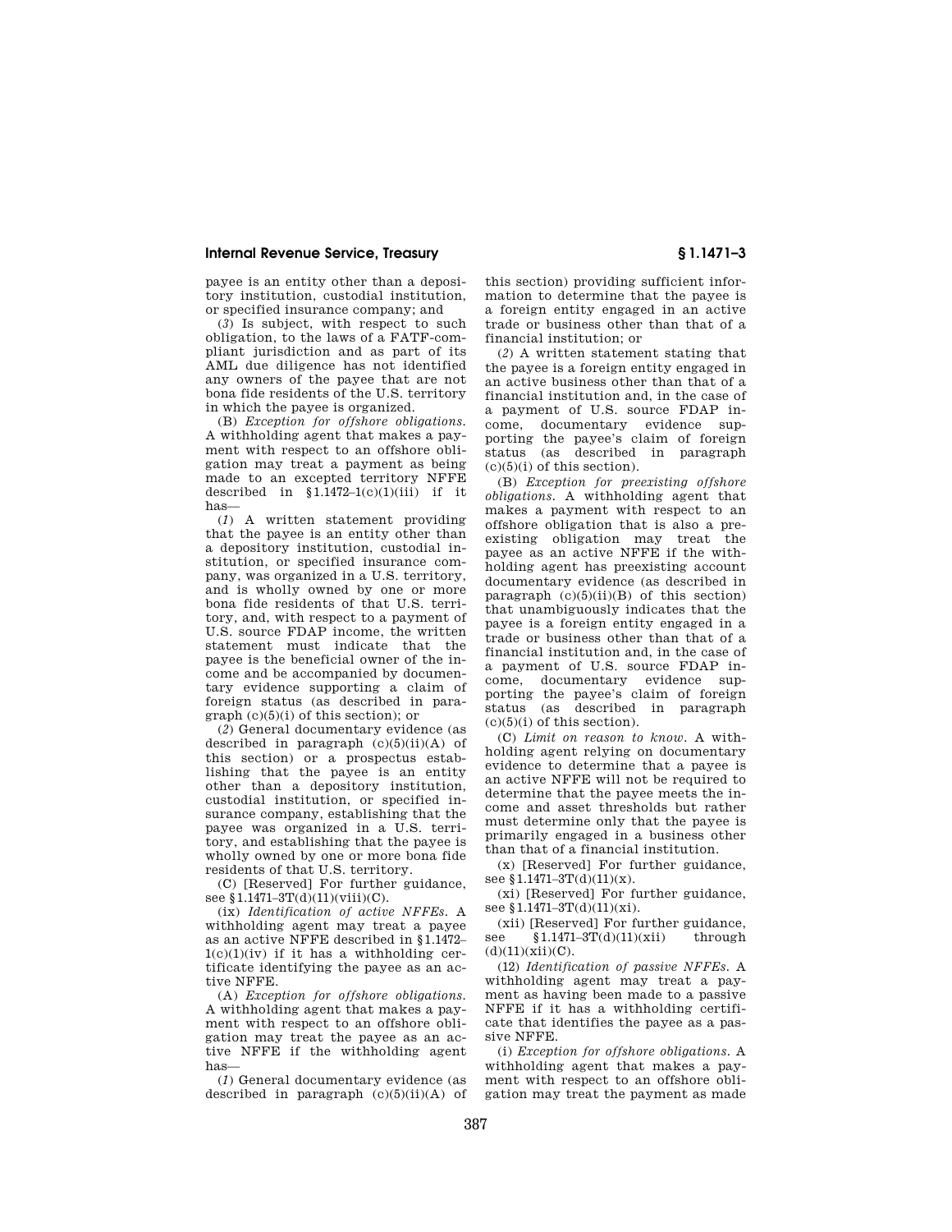payee is an entity other than a depository institution, custodial institution, or specified insurance company; and

(*3*) Is subject, with respect to such obligation, to the laws of a FATF-compliant jurisdiction and as part of its AML due diligence has not identified any owners of the payee that are not bona fide residents of the U.S. territory in which the payee is organized.

(B) *Exception for offshore obligations.* A withholding agent that makes a payment with respect to an offshore obligation may treat a payment as being made to an excepted territory NFFE described in §1.1472–1(c)(1)(iii) if it has—

(*1*) A written statement providing that the payee is an entity other than a depository institution, custodial institution, or specified insurance company, was organized in a U.S. territory, and is wholly owned by one or more bona fide residents of that U.S. territory, and, with respect to a payment of U.S. source FDAP income, the written statement must indicate that the payee is the beneficial owner of the income and be accompanied by documentary evidence supporting a claim of foreign status (as described in paragraph (c)(5)(i) of this section); or

(*2*) General documentary evidence (as described in paragraph (c)(5)(ii)(A) of this section) or a prospectus establishing that the payee is an entity other than a depository institution, custodial institution, or specified insurance company, establishing that the payee was organized in a U.S. territory, and establishing that the payee is wholly owned by one or more bona fide residents of that U.S. territory.

(C) [Reserved] For further guidance, see §1.1471–3T(d)(11)(viii)(C).

(ix) *Identification of active NFFEs.* A withholding agent may treat a payee as an active NFFE described in §1.1472–1(c)(1)(iv) if it has a withholding certificate identifying the payee as an active NFFE.

(A) *Exception for offshore obligations.* A withholding agent that makes a payment with respect to an offshore obligation may treat the payee as an active NFFE if the withholding agent has—

(*1*) General documentary evidence (as described in paragraph (c)(5)(ii)(A) of this section) providing sufficient information to determine that the payee is a foreign entity engaged in an active trade or business other than that of a financial institution; or

(*2*) A written statement stating that the payee is a foreign entity engaged in an active business other than that of a financial institution and, in the case of a payment of U.S. source FDAP income, documentary evidence supporting the payee's claim of foreign status (as described in paragraph (c)(5)(i) of this section).

(B) *Exception for preexisting offshore obligations.* A withholding agent that makes a payment with respect to an offshore obligation that is also a preexisting obligation may treat the payee as an active NFFE if the withholding agent has preexisting account documentary evidence (as described in paragraph (c)(5)(ii)(B) of this section) that unambiguously indicates that the payee is a foreign entity engaged in a trade or business other than that of a financial institution and, in the case of a payment of U.S. source FDAP income, documentary evidence supporting the payee's claim of foreign status (as described in paragraph (c)(5)(i) of this section).

(C) *Limit on reason to know.* A withholding agent relying on documentary evidence to determine that a payee is an active NFFE will not be required to determine that the payee meets the income and asset thresholds but rather must determine only that the payee is primarily engaged in a business other than that of a financial institution.

(x) [Reserved] For further guidance, see §1.1471–3T(d)(11)(x).

(xi) [Reserved] For further guidance, see §1.1471–3T(d)(11)(xi).

(xii) [Reserved] For further guidance, see §1.1471–3T(d)(11)(xii) through (d)(11)(xii)(C).

(12) *Identification of passive NFFEs.* A withholding agent may treat a payment as having been made to a passive NFFE if it has a withholding certificate that identifies the payee as a passive NFFE.

(i) *Exception for offshore obligations.* A withholding agent that makes a payment with respect to an offshore obligation may treat the payment as made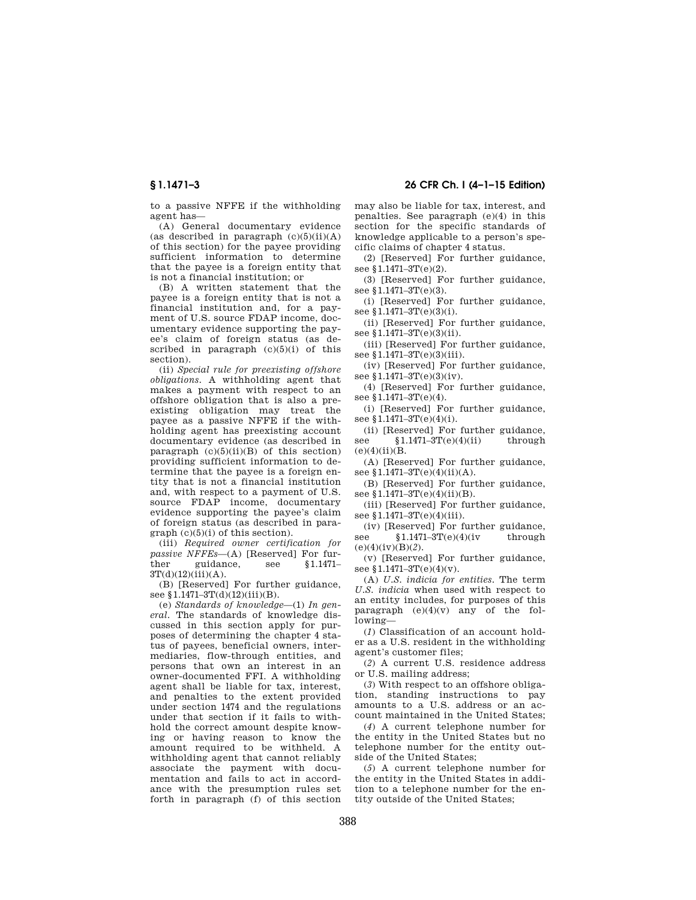to a passive NFFE if the withholding agent has—

(A) General documentary evidence (as described in paragraph (c)(5)(ii)(A) of this section) for the payee providing sufficient information to determine that the payee is a foreign entity that is not a financial institution; or

(B) A written statement that the payee is a foreign entity that is not a financial institution and, for a payment of U.S. source FDAP income, documentary evidence supporting the payee's claim of foreign status (as described in paragraph (c)(5)(i) of this section).

(ii) *Special rule for preexisting offshore obligations.* A withholding agent that makes a payment with respect to an offshore obligation that is also a preexisting obligation may treat the payee as a passive NFFE if the withholding agent has preexisting account documentary evidence (as described in paragraph (c)(5)(ii)(B) of this section) providing sufficient information to determine that the payee is a foreign entity that is not a financial institution and, with respect to a payment of U.S. source FDAP income, documentary evidence supporting the payee's claim of foreign status (as described in paragraph (c)(5)(i) of this section).

(iii) *Required owner certification for passive NFFEs*—(A) [Reserved] For further guidance, see §1.1471–3T(d)(12)(iii)(A).

(B) [Reserved] For further guidance, see §1.1471–3T(d)(12)(iii)(B).

(e) *Standards of knowledge*—(1) *In general.* The standards of knowledge discussed in this section apply for purposes of determining the chapter 4 status of payees, beneficial owners, intermediaries, flow-through entities, and persons that own an interest in an owner-documented FFI. A withholding agent shall be liable for tax, interest, and penalties to the extent provided under section 1474 and the regulations under that section if it fails to withhold the correct amount despite knowing or having reason to know the amount required to be withheld. A withholding agent that cannot reliably associate the payment with documentation and fails to act in accordance with the presumption rules set forth in paragraph (f) of this section may also be liable for tax, interest, and penalties. See paragraph (e)(4) in this section for the specific standards of knowledge applicable to a person's specific claims of chapter 4 status.

(2) [Reserved] For further guidance, see §1.1471–3T(e)(2).

(3) [Reserved] For further guidance, see §1.1471–3T(e)(3).

(i) [Reserved] For further guidance, see §1.1471–3T(e)(3)(i).

(ii) [Reserved] For further guidance, see §1.1471–3T(e)(3)(ii).

(iii) [Reserved] For further guidance, see §1.1471–3T(e)(3)(iii).

(iv) [Reserved] For further guidance, see §1.1471–3T(e)(3)(iv).

(4) [Reserved] For further guidance, see §1.1471–3T(e)(4).

(i) [Reserved] For further guidance, see §1.1471–3T(e)(4)(i).

(ii) [Reserved] For further guidance, see §1.1471–3T(e)(4)(ii) through (e)(4)(ii)(B.

(A) [Reserved] For further guidance, see §1.1471–3T(e)(4)(ii)(A).

(B) [Reserved] For further guidance, see §1.1471–3T(e)(4)(ii)(B).

(iii) [Reserved] For further guidance, see §1.1471–3T(e)(4)(iii).

(iv) [Reserved] For further guidance, see §1.1471–3T(e)(4)(iv through (e)(4)(iv)(B)(*2*).

(v) [Reserved] For further guidance, see §1.1471–3T(e)(4)(v).

(A) *U.S. indicia for entities.* The term *U.S. indicia* when used with respect to an entity includes, for purposes of this paragraph (e)(4)(v) any of the following—

(*1*) Classification of an account holder as a U.S. resident in the withholding agent's customer files;

(*2*) A current U.S. residence address or U.S. mailing address;

(*3*) With respect to an offshore obligation, standing instructions to pay amounts to a U.S. address or an account maintained in the United States;

(*4*) A current telephone number for the entity in the United States but no telephone number for the entity outside of the United States;

(*5*) A current telephone number for the entity in the United States in addition to a telephone number for the entity outside of the United States;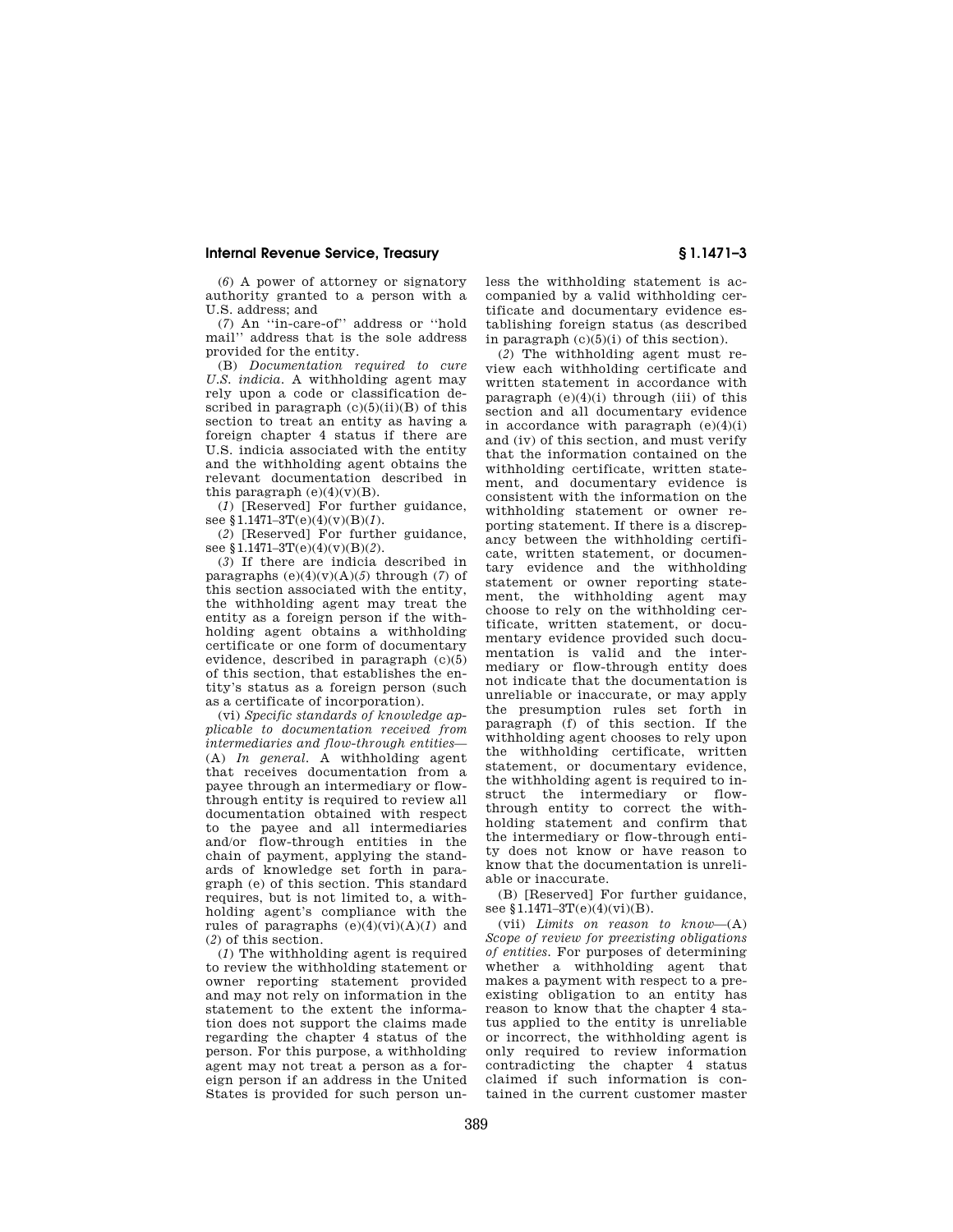(*6*) A power of attorney or signatory authority granted to a person with a U.S. address; and

(*7*) An ''in-care-of'' address or ''hold mail'' address that is the sole address provided for the entity.

(B) *Documentation required to cure U.S. indicia.* A withholding agent may rely upon a code or classification described in paragraph (c)(5)(ii)(B) of this section to treat an entity as having a foreign chapter 4 status if there are U.S. indicia associated with the entity and the withholding agent obtains the relevant documentation described in this paragraph (e)(4)(v)(B).

(*1*) [Reserved] For further guidance, see §1.1471–3T(e)(4)(v)(B)(*1*).

(*2*) [Reserved] For further guidance, see §1.1471–3T(e)(4)(v)(B)(*2*).

(*3*) If there are indicia described in paragraphs (e)(4)(v)(A)(*5*) through (*7*) of this section associated with the entity, the withholding agent may treat the entity as a foreign person if the withholding agent obtains a withholding certificate or one form of documentary evidence, described in paragraph (c)(5) of this section, that establishes the entity's status as a foreign person (such as a certificate of incorporation).

(vi) *Specific standards of knowledge applicable to documentation received from intermediaries and flow-through entities*—(A) *In general.* A withholding agent that receives documentation from a payee through an intermediary or flow-through entity is required to review all documentation obtained with respect to the payee and all intermediaries and/or flow-through entities in the chain of payment, applying the standards of knowledge set forth in paragraph (e) of this section. This standard requires, but is not limited to, a withholding agent's compliance with the rules of paragraphs (e)(4)(vi)(A)(*1*) and (*2*) of this section.

(*1*) The withholding agent is required to review the withholding statement or owner reporting statement provided and may not rely on information in the statement to the extent the information does not support the claims made regarding the chapter 4 status of the person. For this purpose, a withholding agent may not treat a person as a foreign person if an address in the United States is provided for such person unless the withholding statement is accompanied by a valid withholding certificate and documentary evidence establishing foreign status (as described in paragraph (c)(5)(i) of this section).

(*2*) The withholding agent must review each withholding certificate and written statement in accordance with paragraph (e)(4)(i) through (iii) of this section and all documentary evidence in accordance with paragraph (e)(4)(i) and (iv) of this section, and must verify that the information contained on the withholding certificate, written statement, and documentary evidence is consistent with the information on the withholding statement or owner reporting statement. If there is a discrepancy between the withholding certificate, written statement, or documentary evidence and the withholding statement or owner reporting statement, the withholding agent may choose to rely on the withholding certificate, written statement, or documentary evidence provided such documentation is valid and the intermediary or flow-through entity does not indicate that the documentation is unreliable or inaccurate, or may apply the presumption rules set forth in paragraph (f) of this section. If the withholding agent chooses to rely upon the withholding certificate, written statement, or documentary evidence, the withholding agent is required to instruct the intermediary or flow-through entity to correct the withholding statement and confirm that the intermediary or flow-through entity does not know or have reason to know that the documentation is unreliable or inaccurate.

(B) [Reserved] For further guidance, see §1.1471–3T(e)(4)(vi)(B).

(vii) *Limits on reason to know*—(A) *Scope of review for preexisting obligations of entities.* For purposes of determining whether a withholding agent that makes a payment with respect to a preexisting obligation to an entity has reason to know that the chapter 4 status applied to the entity is unreliable or incorrect, the withholding agent is only required to review information contradicting the chapter 4 status claimed if such information is contained in the current customer master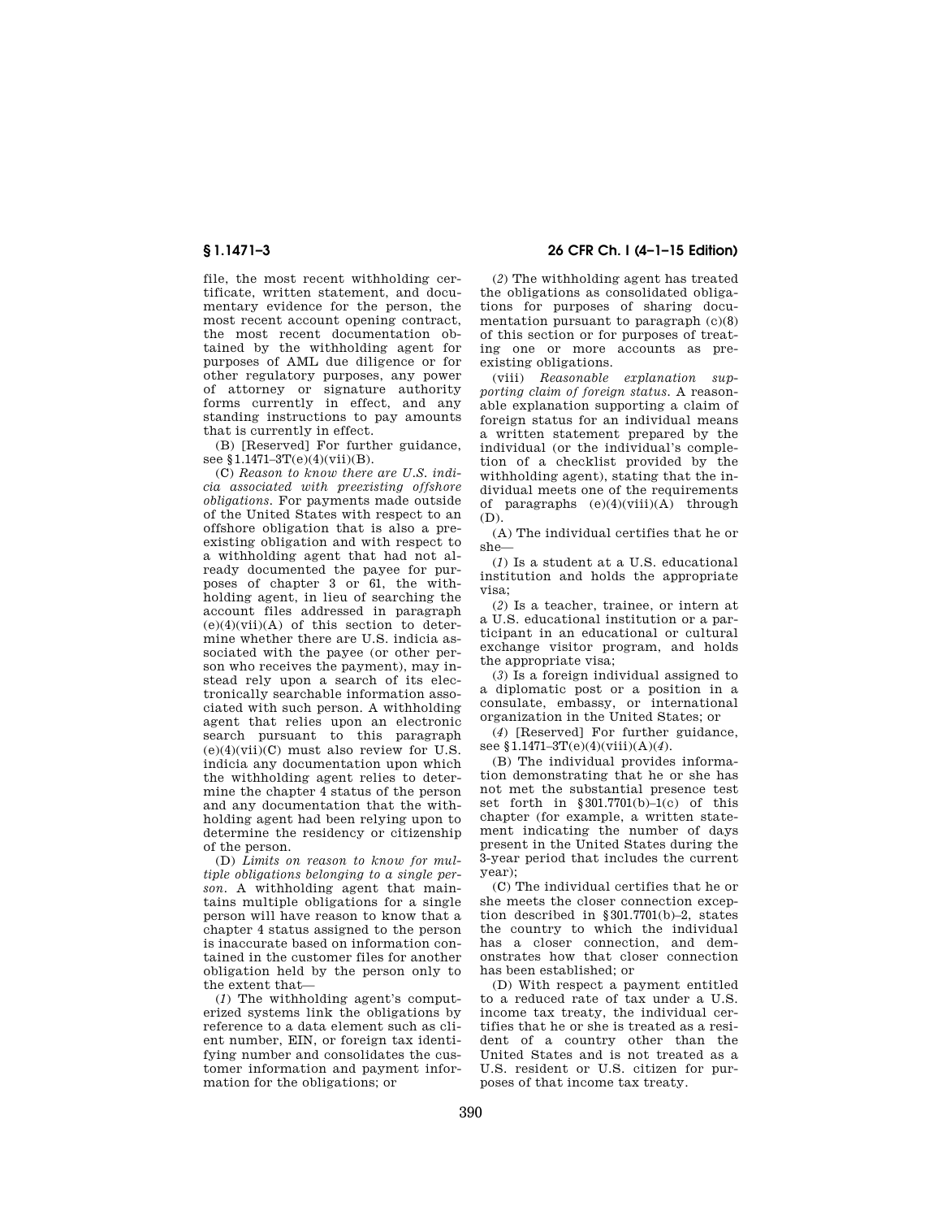file, the most recent withholding certificate, written statement, and documentary evidence for the person, the most recent account opening contract, the most recent documentation obtained by the withholding agent for purposes of AML due diligence or for other regulatory purposes, any power of attorney or signature authority forms currently in effect, and any standing instructions to pay amounts that is currently in effect.

(B) [Reserved] For further guidance, see §1.1471–3T(e)(4)(vii)(B).

(C) *Reason to know there are U.S. indicia associated with preexisting offshore obligations.* For payments made outside of the United States with respect to an offshore obligation that is also a preexisting obligation and with respect to a withholding agent that had not already documented the payee for purposes of chapter 3 or 61, the withholding agent, in lieu of searching the account files addressed in paragraph (e)(4)(vii)(A) of this section to determine whether there are U.S. indicia associated with the payee (or other person who receives the payment), may instead rely upon a search of its electronically searchable information associated with such person. A withholding agent that relies upon an electronic search pursuant to this paragraph (e)(4)(vii)(C) must also review for U.S. indicia any documentation upon which the withholding agent relies to determine the chapter 4 status of the person and any documentation that the withholding agent had been relying upon to determine the residency or citizenship of the person.

(D) *Limits on reason to know for multiple obligations belonging to a single person.* A withholding agent that maintains multiple obligations for a single person will have reason to know that a chapter 4 status assigned to the person is inaccurate based on information contained in the customer files for another obligation held by the person only to the extent that—

(*1*) The withholding agent's computerized systems link the obligations by reference to a data element such as client number, EIN, or foreign tax identifying number and consolidates the customer information and payment information for the obligations; or

(*2*) The withholding agent has treated the obligations as consolidated obligations for purposes of sharing documentation pursuant to paragraph (c)(8) of this section or for purposes of treating one or more accounts as preexisting obligations.

(viii) *Reasonable explanation supporting claim of foreign status.* A reasonable explanation supporting a claim of foreign status for an individual means a written statement prepared by the individual (or the individual's completion of a checklist provided by the withholding agent), stating that the individual meets one of the requirements of paragraphs (e)(4)(viii)(A) through (D).

(A) The individual certifies that he or she—

(*1*) Is a student at a U.S. educational institution and holds the appropriate visa;

(*2*) Is a teacher, trainee, or intern at a U.S. educational institution or a participant in an educational or cultural exchange visitor program, and holds the appropriate visa;

(*3*) Is a foreign individual assigned to a diplomatic post or a position in a consulate, embassy, or international organization in the United States; or

(*4*) [Reserved] For further guidance, see §1.1471–3T(e)(4)(viii)(A)(*4*).

(B) The individual provides information demonstrating that he or she has not met the substantial presence test set forth in §301.7701(b)–1(c) of this chapter (for example, a written statement indicating the number of days present in the United States during the 3-year period that includes the current year);

(C) The individual certifies that he or she meets the closer connection exception described in §301.7701(b)–2, states the country to which the individual has a closer connection, and demonstrates how that closer connection has been established; or

(D) With respect a payment entitled to a reduced rate of tax under a U.S. income tax treaty, the individual certifies that he or she is treated as a resident of a country other than the United States and is not treated as a U.S. resident or U.S. citizen for purposes of that income tax treaty.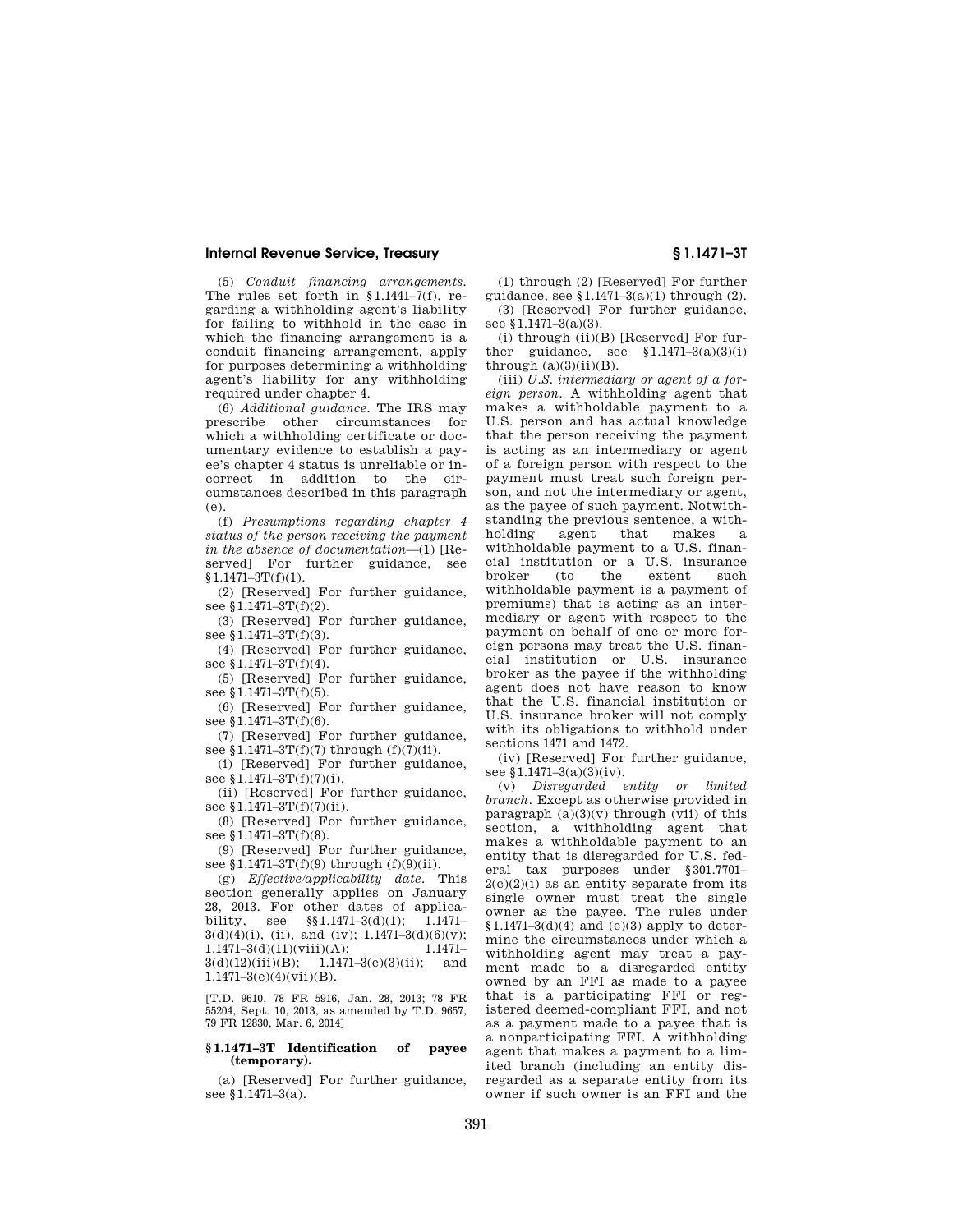(5) *Conduit financing arrangements.* The rules set forth in §1.1441–7(f), regarding a withholding agent's liability for failing to withhold in the case in which the financing arrangement is a conduit financing arrangement, apply for purposes determining a withholding agent's liability for any withholding required under chapter 4.

(6) *Additional guidance.* The IRS may prescribe other circumstances for which a withholding certificate or documentary evidence to establish a payee's chapter 4 status is unreliable or incorrect in addition to the circumstances described in this paragraph (e).

(f) *Presumptions regarding chapter 4 status of the person receiving the payment in the absence of documentation*—(1) [Reserved] For further guidance, see §1.1471–3T(f)(1).

(2) [Reserved] For further guidance, see §1.1471–3T(f)(2).

(3) [Reserved] For further guidance, see §1.1471–3T(f)(3).

(4) [Reserved] For further guidance, see §1.1471–3T(f)(4).

(5) [Reserved] For further guidance, see §1.1471–3T(f)(5).

(6) [Reserved] For further guidance, see §1.1471–3T(f)(6).

(7) [Reserved] For further guidance, see §1.1471–3T(f)(7) through (f)(7)(ii).

(i) [Reserved] For further guidance, see §1.1471–3T(f)(7)(i).

(ii) [Reserved] For further guidance, see §1.1471–3T(f)(7)(ii).

(8) [Reserved] For further guidance, see §1.1471–3T(f)(8).

(9) [Reserved] For further guidance, see §1.1471–3T(f)(9) through (f)(9)(ii).

(g) *Effective/applicability date.* This section generally applies on January 28, 2013. For other dates of applicability, see §§1.1471–3(d)(1); 1.1471–3(d)(4)(i), (ii), and (iv); 1.1471–3(d)(6)(v); 1.1471–3(d)(11)(viii)(A); 1.1471–3(d)(12)(iii)(B); 1.1471–3(e)(3)(ii); and 1.1471–3(e)(4)(vii)(B).

[T.D. 9610, 78 FR 5916, Jan. 28, 2013; 78 FR 55204, Sept. 10, 2013, as amended by T.D. 9657, 79 FR 12830, Mar. 6, 2014]

## §1.1471–3T Identification of payee (temporary).

(a) [Reserved] For further guidance, see §1.1471–3(a).

(1) through (2) [Reserved] For further guidance, see §1.1471–3(a)(1) through (2).

(3) [Reserved] For further guidance, see §1.1471–3(a)(3).

(i) through (ii)(B) [Reserved] For further guidance, see §1.1471–3(a)(3)(i) through (a)(3)(ii)(B).

(iii) *U.S. intermediary or agent of a foreign person.* A withholding agent that makes a withholdable payment to a U.S. person and has actual knowledge that the person receiving the payment is acting as an intermediary or agent of a foreign person with respect to the payment must treat such foreign person, and not the intermediary or agent, as the payee of such payment. Notwithstanding the previous sentence, a withholding agent that makes a withholdable payment to a U.S. financial institution or a U.S. insurance broker (to the extent such withholdable payment is a payment of premiums) that is acting as an intermediary or agent with respect to the payment on behalf of one or more foreign persons may treat the U.S. financial institution or U.S. insurance broker as the payee if the withholding agent does not have reason to know that the U.S. financial institution or U.S. insurance broker will not comply with its obligations to withhold under sections 1471 and 1472.

(iv) [Reserved] For further guidance, see §1.1471–3(a)(3)(iv).

(v) *Disregarded entity or limited branch.* Except as otherwise provided in paragraph (a)(3)(v) through (vii) of this section, a withholding agent that makes a withholdable payment to an entity that is disregarded for U.S. federal tax purposes under §301.7701–2(c)(2)(i) as an entity separate from its single owner must treat the single owner as the payee. The rules under §1.1471–3(d)(4) and (e)(3) apply to determine the circumstances under which a withholding agent may treat a payment made to a disregarded entity owned by an FFI as made to a payee that is a participating FFI or registered deemed-compliant FFI, and not as a payment made to a payee that is a nonparticipating FFI. A withholding agent that makes a payment to a limited branch (including an entity disregarded as a separate entity from its owner if such owner is an FFI and the